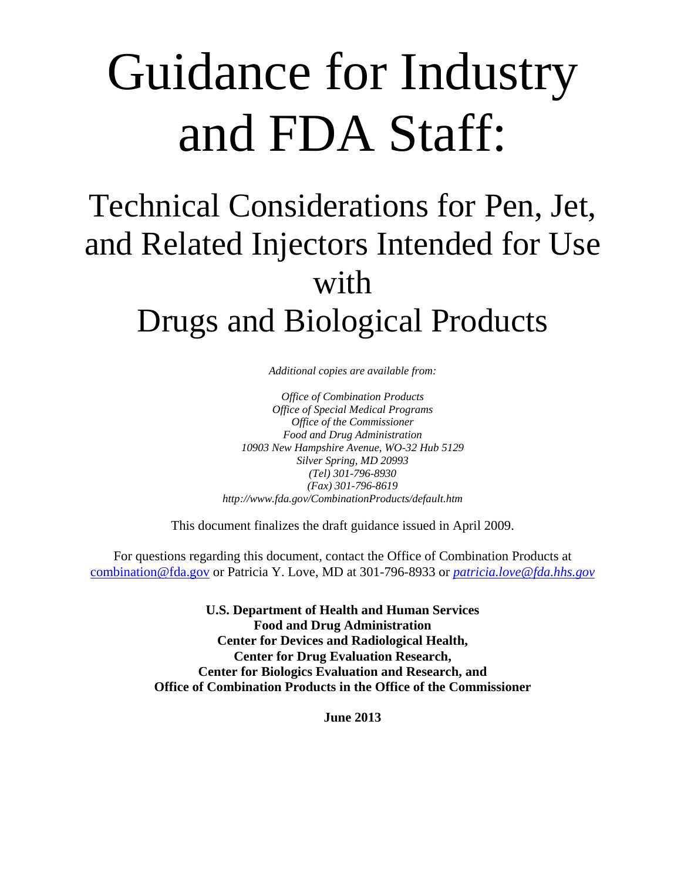# Guidance for Industry and FDA Staff:

## Technical Considerations for Pen, Jet, and Related Injectors Intended for Use with Drugs and Biological Products

*Additional copies are available from:*

*Office of Combination Products*
*Office of Special Medical Programs*
*Office of the Commissioner*
*Food and Drug Administration*
*10903 New Hampshire Avenue, WO-32 Hub 5129*
*Silver Spring, MD 20993*
*(Tel) 301-796-8930*
*(Fax) 301-796-8619*
*http://www.fda.gov/CombinationProducts/default.htm*

This document finalizes the draft guidance issued in April 2009.

For questions regarding this document, contact the Office of Combination Products at combination@fda.gov or Patricia Y. Love, MD at 301-796-8933 or *patricia.love@fda.hhs.gov*

**U.S. Department of Health and Human Services**
**Food and Drug Administration**
**Center for Devices and Radiological Health,**
**Center for Drug Evaluation Research,**
**Center for Biologics Evaluation and Research, and**
**Office of Combination Products in the Office of the Commissioner**

**June 2013**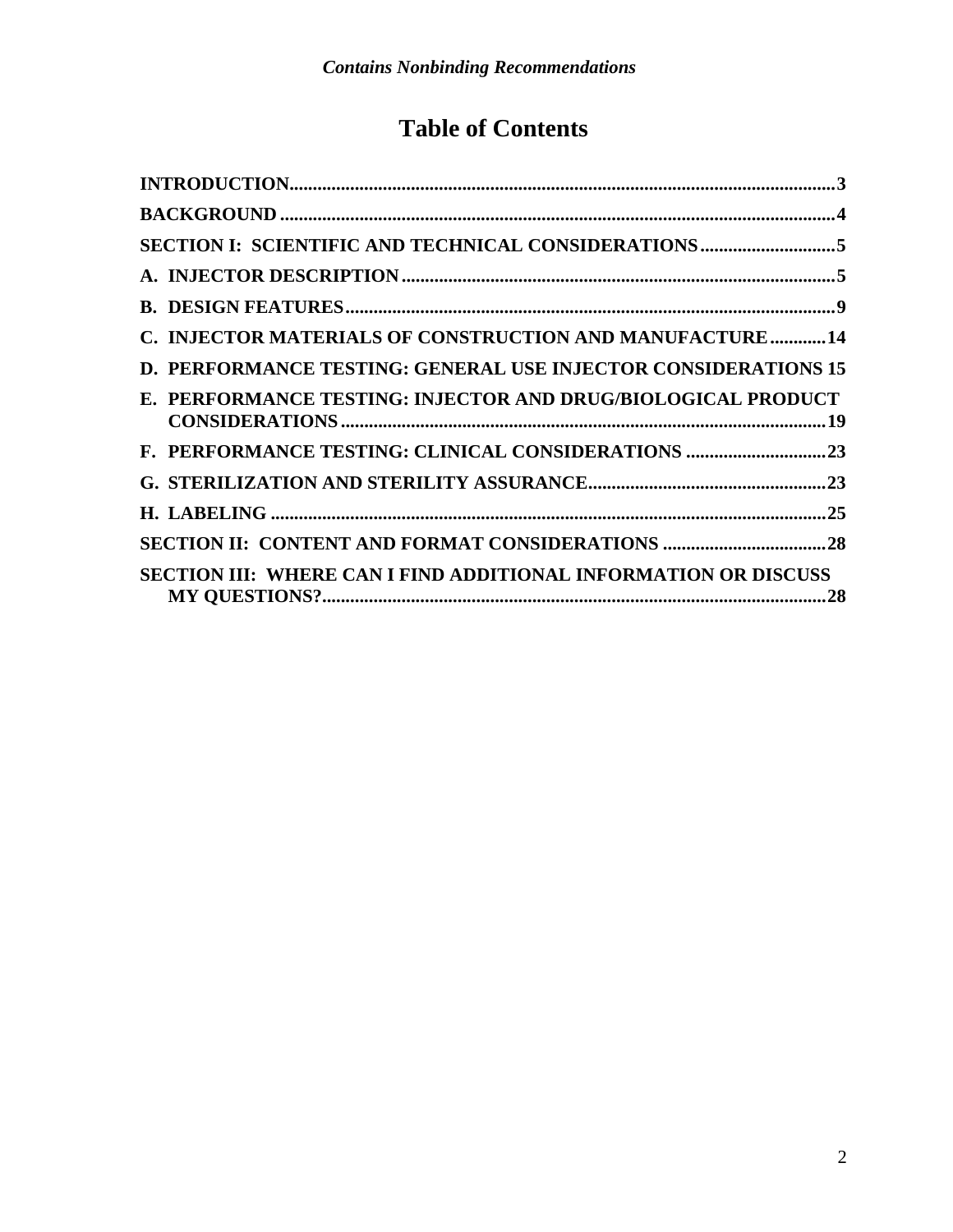# Table of Contents

INTRODUCTION ..... 3

BACKGROUND ..... 4

SECTION I: SCIENTIFIC AND TECHNICAL CONSIDERATIONS ..... 5

A. INJECTOR DESCRIPTION ..... 5

B. DESIGN FEATURES ..... 9

C. INJECTOR MATERIALS OF CONSTRUCTION AND MANUFACTURE ..... 14

D. PERFORMANCE TESTING: GENERAL USE INJECTOR CONSIDERATIONS ..... 15

E. PERFORMANCE TESTING: INJECTOR AND DRUG/BIOLOGICAL PRODUCT CONSIDERATIONS ..... 19

F. PERFORMANCE TESTING: CLINICAL CONSIDERATIONS ..... 23

G. STERILIZATION AND STERILITY ASSURANCE ..... 23

H. LABELING ..... 25

SECTION II: CONTENT AND FORMAT CONSIDERATIONS ..... 28

SECTION III: WHERE CAN I FIND ADDITIONAL INFORMATION OR DISCUSS MY QUESTIONS? ..... 28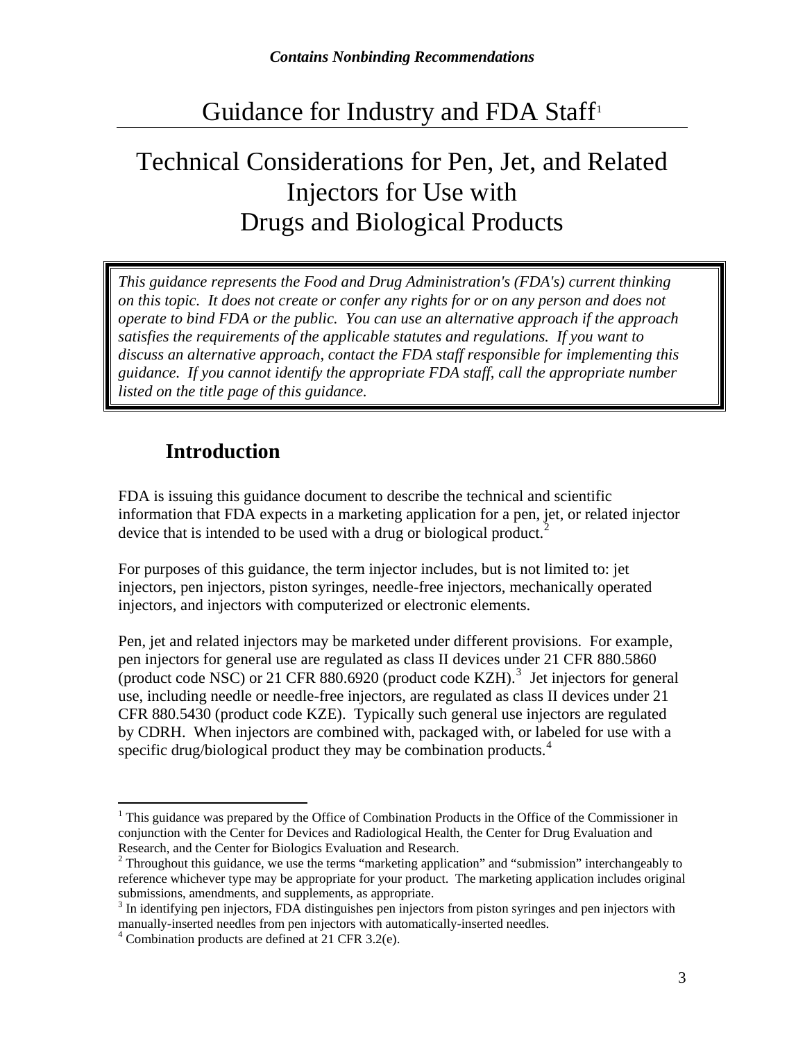*Contains Nonbinding Recommendations*

# Guidance for Industry and FDA Staff[1]

# Technical Considerations for Pen, Jet, and Related Injectors for Use with Drugs and Biological Products

*This guidance represents the Food and Drug Administration's (FDA's) current thinking on this topic. It does not create or confer any rights for or on any person and does not operate to bind FDA or the public. You can use an alternative approach if the approach satisfies the requirements of the applicable statutes and regulations. If you want to discuss an alternative approach, contact the FDA staff responsible for implementing this guidance. If you cannot identify the appropriate FDA staff, call the appropriate number listed on the title page of this guidance.*

## Introduction

FDA is issuing this guidance document to describe the technical and scientific information that FDA expects in a marketing application for a pen, jet, or related injector device that is intended to be used with a drug or biological product.[2]

For purposes of this guidance, the term injector includes, but is not limited to: jet injectors, pen injectors, piston syringes, needle-free injectors, mechanically operated injectors, and injectors with computerized or electronic elements.

Pen, jet and related injectors may be marketed under different provisions. For example, pen injectors for general use are regulated as class II devices under 21 CFR 880.5860 (product code NSC) or 21 CFR 880.6920 (product code KZH).[3] Jet injectors for general use, including needle or needle-free injectors, are regulated as class II devices under 21 CFR 880.5430 (product code KZE). Typically such general use injectors are regulated by CDRH. When injectors are combined with, packaged with, or labeled for use with a specific drug/biological product they may be combination products.[4]

---

[1] This guidance was prepared by the Office of Combination Products in the Office of the Commissioner in conjunction with the Center for Devices and Radiological Health, the Center for Drug Evaluation and Research, and the Center for Biologics Evaluation and Research.

[2] Throughout this guidance, we use the terms "marketing application" and "submission" interchangeably to reference whichever type may be appropriate for your product. The marketing application includes original submissions, amendments, and supplements, as appropriate.

[3] In identifying pen injectors, FDA distinguishes pen injectors from piston syringes and pen injectors with manually-inserted needles from pen injectors with automatically-inserted needles.

[4] Combination products are defined at 21 CFR 3.2(e).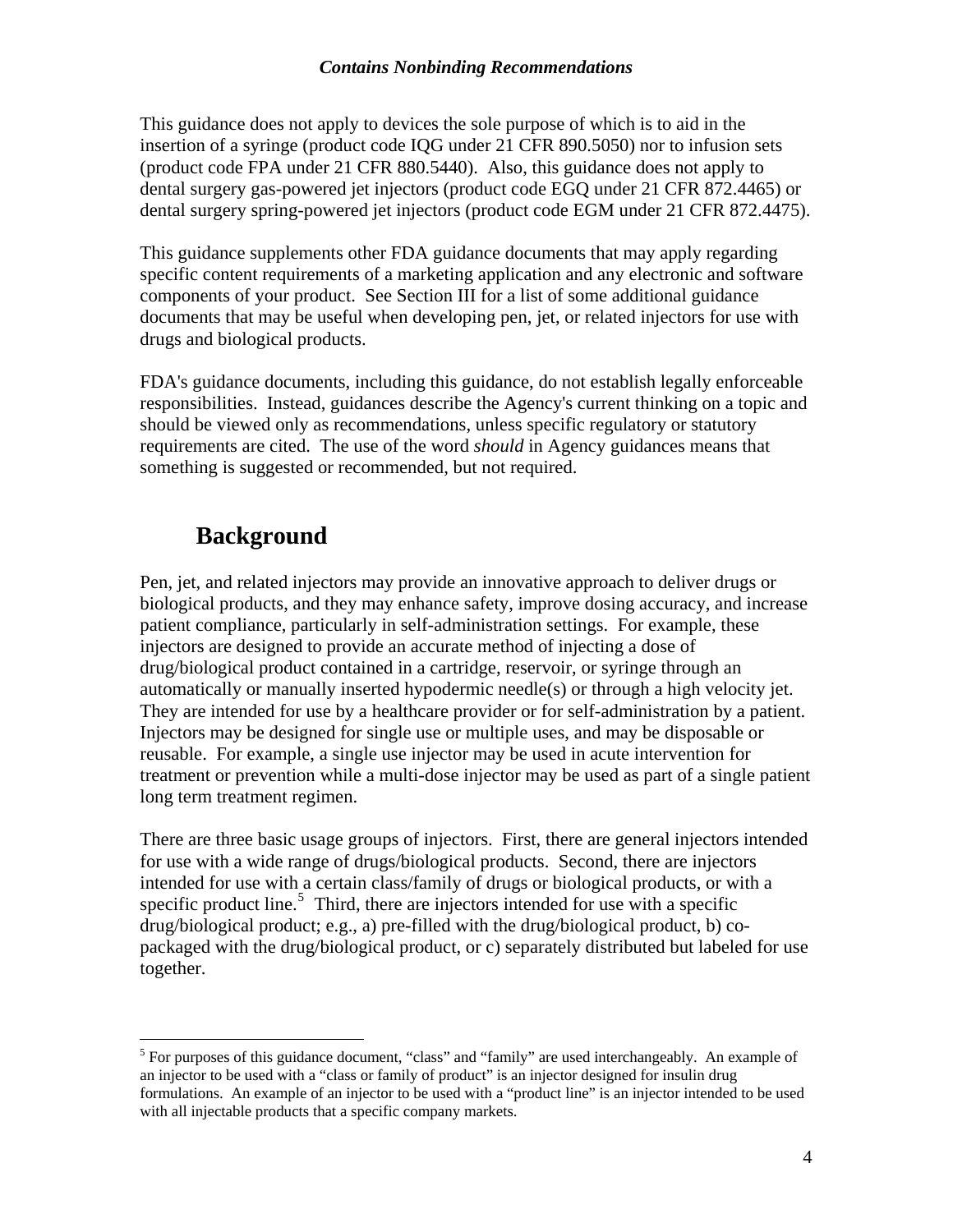This guidance does not apply to devices the sole purpose of which is to aid in the insertion of a syringe (product code IQG under 21 CFR 890.5050) nor to infusion sets (product code FPA under 21 CFR 880.5440). Also, this guidance does not apply to dental surgery gas-powered jet injectors (product code EGQ under 21 CFR 872.4465) or dental surgery spring-powered jet injectors (product code EGM under 21 CFR 872.4475).

This guidance supplements other FDA guidance documents that may apply regarding specific content requirements of a marketing application and any electronic and software components of your product. See Section III for a list of some additional guidance documents that may be useful when developing pen, jet, or related injectors for use with drugs and biological products.

FDA's guidance documents, including this guidance, do not establish legally enforceable responsibilities. Instead, guidances describe the Agency's current thinking on a topic and should be viewed only as recommendations, unless specific regulatory or statutory requirements are cited. The use of the word *should* in Agency guidances means that something is suggested or recommended, but not required.

## Background

Pen, jet, and related injectors may provide an innovative approach to deliver drugs or biological products, and they may enhance safety, improve dosing accuracy, and increase patient compliance, particularly in self-administration settings. For example, these injectors are designed to provide an accurate method of injecting a dose of drug/biological product contained in a cartridge, reservoir, or syringe through an automatically or manually inserted hypodermic needle(s) or through a high velocity jet. They are intended for use by a healthcare provider or for self-administration by a patient. Injectors may be designed for single use or multiple uses, and may be disposable or reusable. For example, a single use injector may be used in acute intervention for treatment or prevention while a multi-dose injector may be used as part of a single patient long term treatment regimen.

There are three basic usage groups of injectors. First, there are general injectors intended for use with a wide range of drugs/biological products. Second, there are injectors intended for use with a certain class/family of drugs or biological products, or with a specific product line.[5] Third, there are injectors intended for use with a specific drug/biological product; e.g., a) pre-filled with the drug/biological product, b) co-packaged with the drug/biological product, or c) separately distributed but labeled for use together.

[5] For purposes of this guidance document, "class" and "family" are used interchangeably. An example of an injector to be used with a "class or family of product" is an injector designed for insulin drug formulations. An example of an injector to be used with a "product line" is an injector intended to be used with all injectable products that a specific company markets.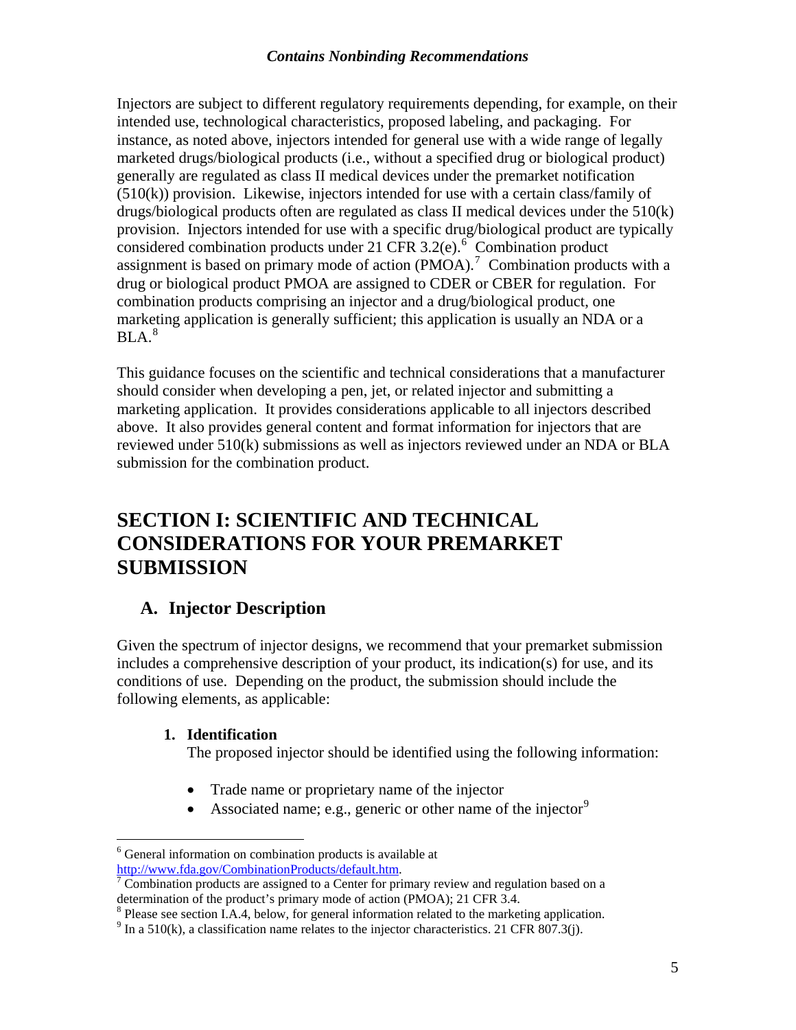Injectors are subject to different regulatory requirements depending, for example, on their intended use, technological characteristics, proposed labeling, and packaging. For instance, as noted above, injectors intended for general use with a wide range of legally marketed drugs/biological products (i.e., without a specified drug or biological product) generally are regulated as class II medical devices under the premarket notification (510(k)) provision. Likewise, injectors intended for use with a certain class/family of drugs/biological products often are regulated as class II medical devices under the 510(k) provision. Injectors intended for use with a specific drug/biological product are typically considered combination products under 21 CFR 3.2(e).[6] Combination product assignment is based on primary mode of action (PMOA).[7] Combination products with a drug or biological product PMOA are assigned to CDER or CBER for regulation. For combination products comprising an injector and a drug/biological product, one marketing application is generally sufficient; this application is usually an NDA or a BLA.[8]

This guidance focuses on the scientific and technical considerations that a manufacturer should consider when developing a pen, jet, or related injector and submitting a marketing application. It provides considerations applicable to all injectors described above. It also provides general content and format information for injectors that are reviewed under 510(k) submissions as well as injectors reviewed under an NDA or BLA submission for the combination product.

# SECTION I: SCIENTIFIC AND TECHNICAL CONSIDERATIONS FOR YOUR PREMARKET SUBMISSION

## A. Injector Description

Given the spectrum of injector designs, we recommend that your premarket submission includes a comprehensive description of your product, its indication(s) for use, and its conditions of use. Depending on the product, the submission should include the following elements, as applicable:

### 1. Identification

The proposed injector should be identified using the following information:

- Trade name or proprietary name of the injector
- Associated name; e.g., generic or other name of the injector[9]

---

[6] General information on combination products is available at http://www.fda.gov/CombinationProducts/default.htm.

[7] Combination products are assigned to a Center for primary review and regulation based on a determination of the product's primary mode of action (PMOA); 21 CFR 3.4.

[8] Please see section I.A.4, below, for general information related to the marketing application.

[9] In a 510(k), a classification name relates to the injector characteristics. 21 CFR 807.3(j).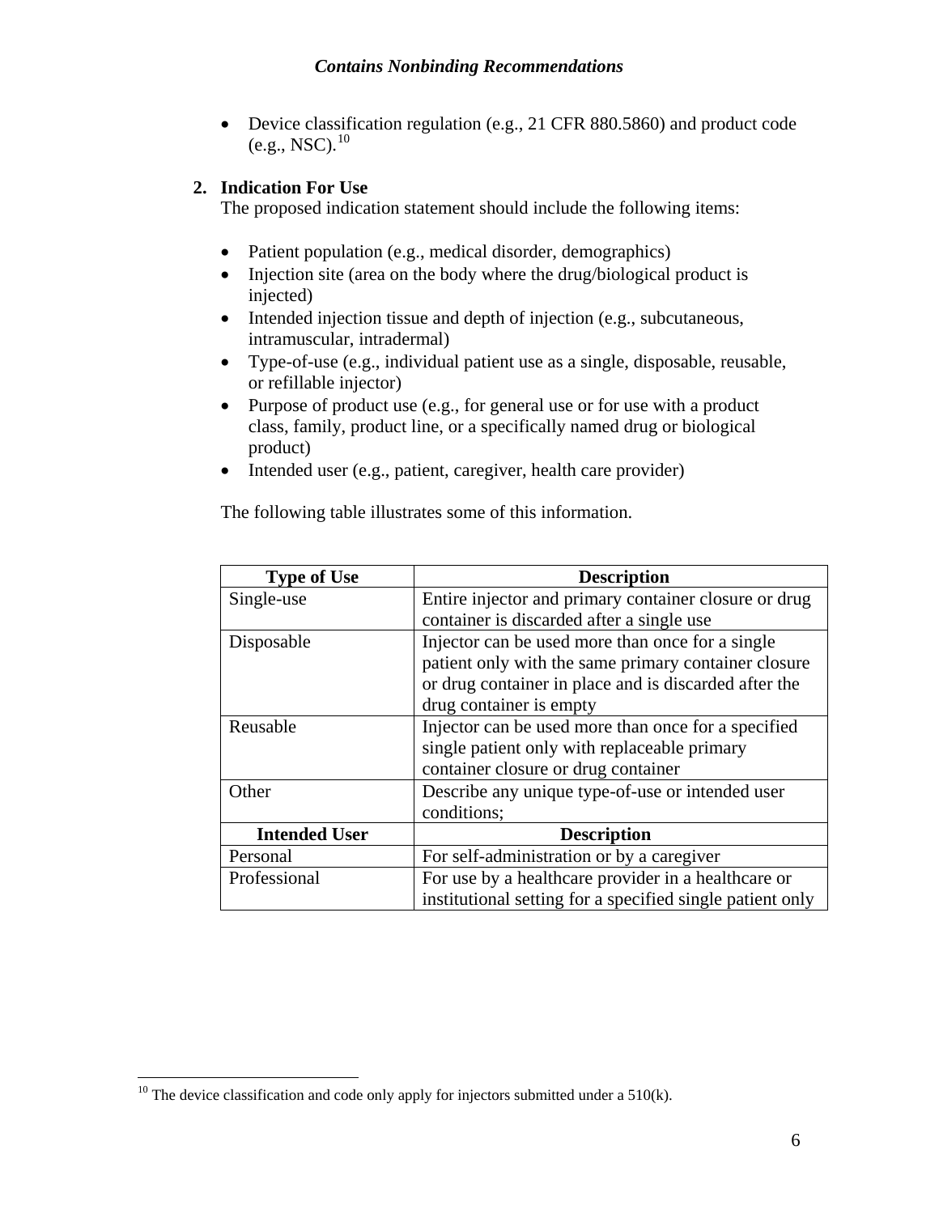- Device classification regulation (e.g., 21 CFR 880.5860) and product code (e.g., NSC).[10]

2. **Indication For Use**
   The proposed indication statement should include the following items:

   - Patient population (e.g., medical disorder, demographics)
   - Injection site (area on the body where the drug/biological product is injected)
   - Intended injection tissue and depth of injection (e.g., subcutaneous, intramuscular, intradermal)
   - Type-of-use (e.g., individual patient use as a single, disposable, reusable, or refillable injector)
   - Purpose of product use (e.g., for general use or for use with a product class, family, product line, or a specifically named drug or biological product)
   - Intended user (e.g., patient, caregiver, health care provider)

   The following table illustrates some of this information.

| **Type of Use** | **Description** |
|---|---|
| Single-use | Entire injector and primary container closure or drug container is discarded after a single use |
| Disposable | Injector can be used more than once for a single patient only with the same primary container closure or drug container in place and is discarded after the drug container is empty |
| Reusable | Injector can be used more than once for a specified single patient only with replaceable primary container closure or drug container |
| Other | Describe any unique type-of-use or intended user conditions; |
| **Intended User** | **Description** |
| Personal | For self-administration or by a caregiver |
| Professional | For use by a healthcare provider in a healthcare or institutional setting for a specified single patient only |

[10] The device classification and code only apply for injectors submitted under a 510(k).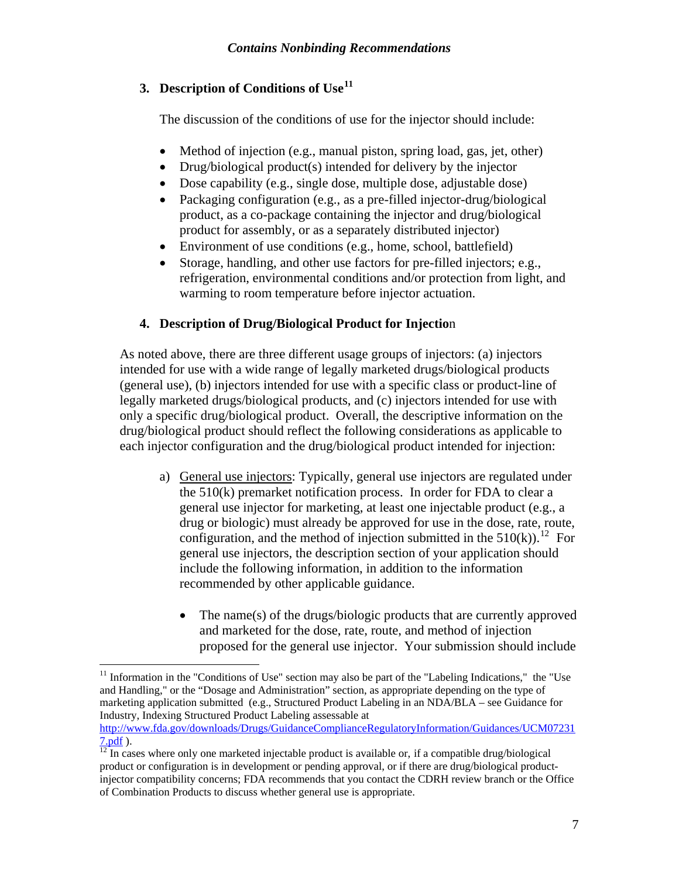### 3. Description of Conditions of Use[11]

The discussion of the conditions of use for the injector should include:

- Method of injection (e.g., manual piston, spring load, gas, jet, other)
- Drug/biological product(s) intended for delivery by the injector
- Dose capability (e.g., single dose, multiple dose, adjustable dose)
- Packaging configuration (e.g., as a pre-filled injector-drug/biological product, as a co-package containing the injector and drug/biological product for assembly, or as a separately distributed injector)
- Environment of use conditions (e.g., home, school, battlefield)
- Storage, handling, and other use factors for pre-filled injectors; e.g., refrigeration, environmental conditions and/or protection from light, and warming to room temperature before injector actuation.

### 4. Description of Drug/Biological Product for Injection

As noted above, there are three different usage groups of injectors: (a) injectors intended for use with a wide range of legally marketed drugs/biological products (general use), (b) injectors intended for use with a specific class or product-line of legally marketed drugs/biological products, and (c) injectors intended for use with only a specific drug/biological product. Overall, the descriptive information on the drug/biological product should reflect the following considerations as applicable to each injector configuration and the drug/biological product intended for injection:

a) General use injectors: Typically, general use injectors are regulated under the 510(k) premarket notification process. In order for FDA to clear a general use injector for marketing, at least one injectable product (e.g., a drug or biologic) must already be approved for use in the dose, rate, route, configuration, and the method of injection submitted in the 510(k)).[12] For general use injectors, the description section of your application should include the following information, in addition to the information recommended by other applicable guidance.

   - The name(s) of the drugs/biologic products that are currently approved and marketed for the dose, rate, route, and method of injection proposed for the general use injector. Your submission should include

---

[11] Information in the "Conditions of Use" section may also be part of the "Labeling Indications," the "Use and Handling," or the "Dosage and Administration" section, as appropriate depending on the type of marketing application submitted (e.g., Structured Product Labeling in an NDA/BLA – see Guidance for Industry, Indexing Structured Product Labeling assessable at http://www.fda.gov/downloads/Drugs/GuidanceComplianceRegulatoryInformation/Guidances/UCM072317.pdf ).

[12] In cases where only one marketed injectable product is available or, if a compatible drug/biological product or configuration is in development or pending approval, or if there are drug/biological product-injector compatibility concerns; FDA recommends that you contact the CDRH review branch or the Office of Combination Products to discuss whether general use is appropriate.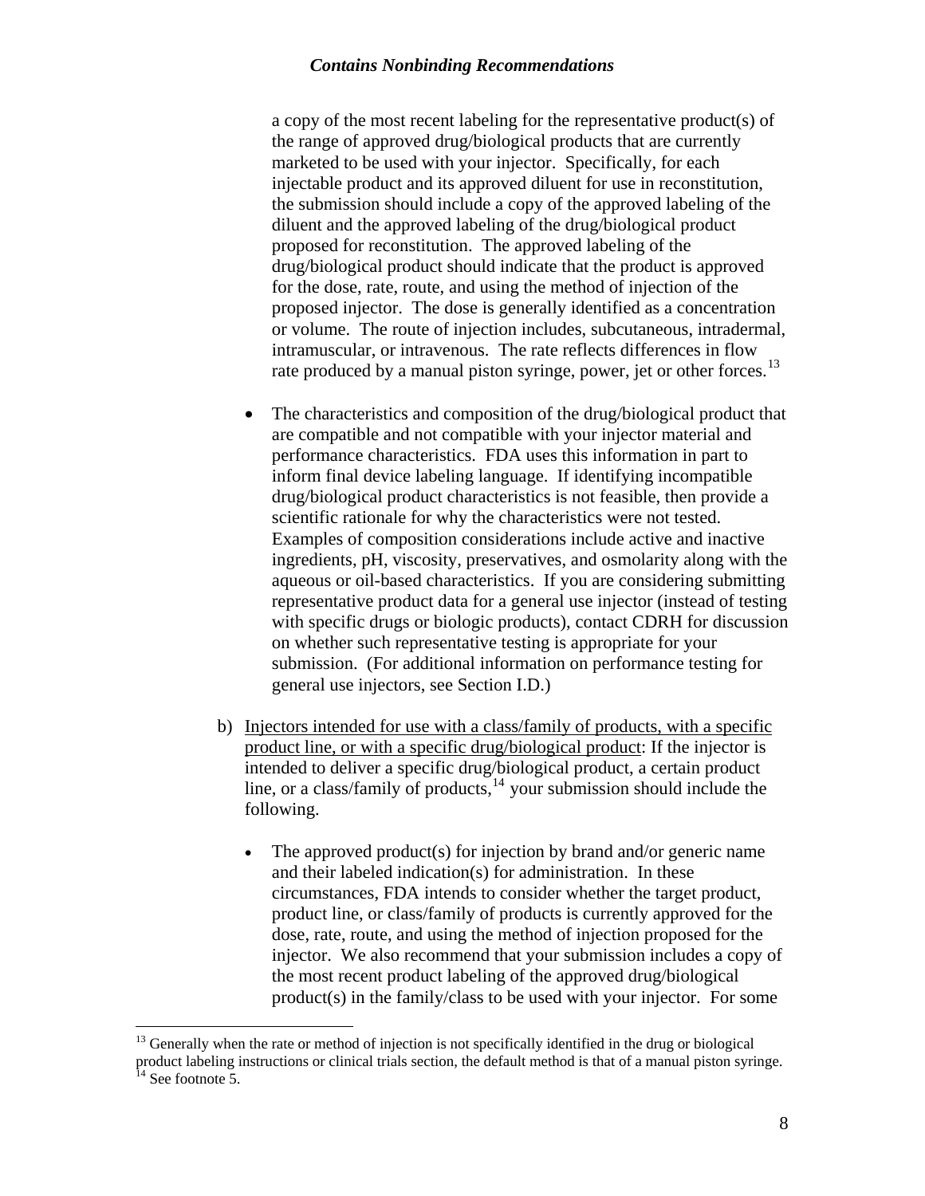a copy of the most recent labeling for the representative product(s) of the range of approved drug/biological products that are currently marketed to be used with your injector. Specifically, for each injectable product and its approved diluent for use in reconstitution, the submission should include a copy of the approved labeling of the diluent and the approved labeling of the drug/biological product proposed for reconstitution. The approved labeling of the drug/biological product should indicate that the product is approved for the dose, rate, route, and using the method of injection of the proposed injector. The dose is generally identified as a concentration or volume. The route of injection includes, subcutaneous, intradermal, intramuscular, or intravenous. The rate reflects differences in flow rate produced by a manual piston syringe, power, jet or other forces.[13]

- The characteristics and composition of the drug/biological product that are compatible and not compatible with your injector material and performance characteristics. FDA uses this information in part to inform final device labeling language. If identifying incompatible drug/biological product characteristics is not feasible, then provide a scientific rationale for why the characteristics were not tested. Examples of composition considerations include active and inactive ingredients, pH, viscosity, preservatives, and osmolarity along with the aqueous or oil-based characteristics. If you are considering submitting representative product data for a general use injector (instead of testing with specific drugs or biologic products), contact CDRH for discussion on whether such representative testing is appropriate for your submission. (For additional information on performance testing for general use injectors, see Section I.D.)

b) Injectors intended for use with a class/family of products, with a specific product line, or with a specific drug/biological product: If the injector is intended to deliver a specific drug/biological product, a certain product line, or a class/family of products,[14] your submission should include the following.

- The approved product(s) for injection by brand and/or generic name and their labeled indication(s) for administration. In these circumstances, FDA intends to consider whether the target product, product line, or class/family of products is currently approved for the dose, rate, route, and using the method of injection proposed for the injector. We also recommend that your submission includes a copy of the most recent product labeling of the approved drug/biological product(s) in the family/class to be used with your injector. For some

[13] Generally when the rate or method of injection is not specifically identified in the drug or biological product labeling instructions or clinical trials section, the default method is that of a manual piston syringe.

[14] See footnote 5.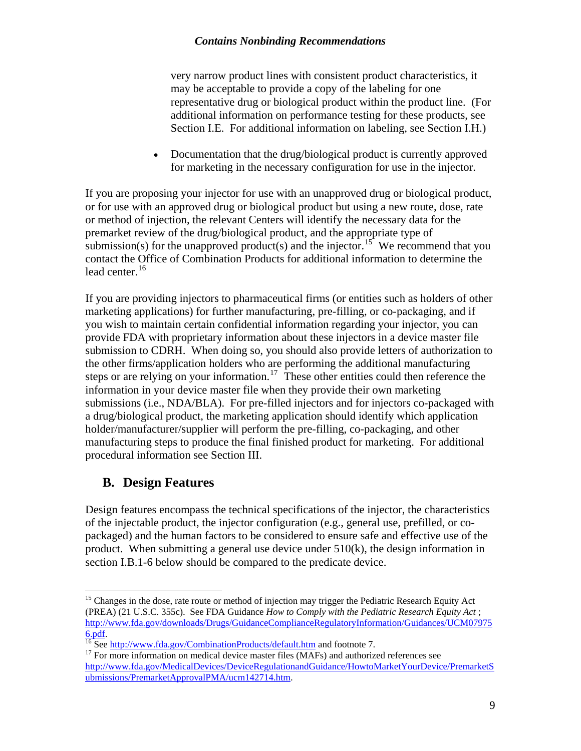very narrow product lines with consistent product characteristics, it may be acceptable to provide a copy of the labeling for one representative drug or biological product within the product line. (For additional information on performance testing for these products, see Section I.E. For additional information on labeling, see Section I.H.)

- Documentation that the drug/biological product is currently approved for marketing in the necessary configuration for use in the injector.

If you are proposing your injector for use with an unapproved drug or biological product, or for use with an approved drug or biological product but using a new route, dose, rate or method of injection, the relevant Centers will identify the necessary data for the premarket review of the drug/biological product, and the appropriate type of submission(s) for the unapproved product(s) and the injector.[15] We recommend that you contact the Office of Combination Products for additional information to determine the lead center.[16]

If you are providing injectors to pharmaceutical firms (or entities such as holders of other marketing applications) for further manufacturing, pre-filling, or co-packaging, and if you wish to maintain certain confidential information regarding your injector, you can provide FDA with proprietary information about these injectors in a device master file submission to CDRH. When doing so, you should also provide letters of authorization to the other firms/application holders who are performing the additional manufacturing steps or are relying on your information.[17] These other entities could then reference the information in your device master file when they provide their own marketing submissions (i.e., NDA/BLA). For pre-filled injectors and for injectors co-packaged with a drug/biological product, the marketing application should identify which application holder/manufacturer/supplier will perform the pre-filling, co-packaging, and other manufacturing steps to produce the final finished product for marketing. For additional procedural information see Section III.

## B. Design Features

Design features encompass the technical specifications of the injector, the characteristics of the injectable product, the injector configuration (e.g., general use, prefilled, or co-packaged) and the human factors to be considered to ensure safe and effective use of the product. When submitting a general use device under 510(k), the design information in section I.B.1-6 below should be compared to the predicate device.

---

[15] Changes in the dose, rate route or method of injection may trigger the Pediatric Research Equity Act (PREA) (21 U.S.C. 355c). See FDA Guidance *How to Comply with the Pediatric Research Equity Act* ; http://www.fda.gov/downloads/Drugs/GuidanceComplianceRegulatoryInformation/Guidances/UCM079756.pdf.

[16] See http://www.fda.gov/CombinationProducts/default.htm and footnote 7.

[17] For more information on medical device master files (MAFs) and authorized references see http://www.fda.gov/MedicalDevices/DeviceRegulationandGuidance/HowtoMarketYourDevice/PremarketSubmissions/PremarketApprovalPMA/ucm142714.htm.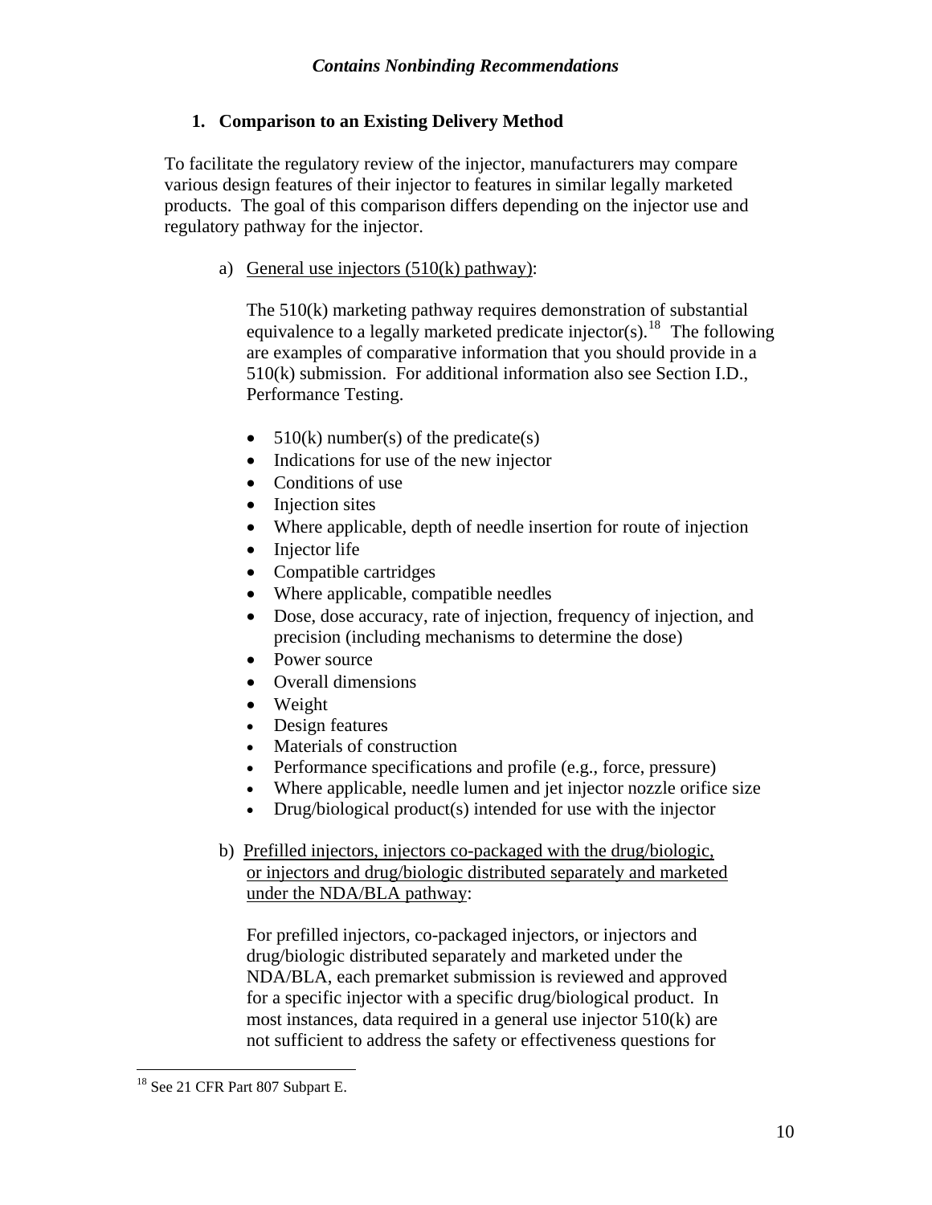### 1. Comparison to an Existing Delivery Method

To facilitate the regulatory review of the injector, manufacturers may compare various design features of their injector to features in similar legally marketed products. The goal of this comparison differs depending on the injector use and regulatory pathway for the injector.

a) General use injectors (510(k) pathway):

The 510(k) marketing pathway requires demonstration of substantial equivalence to a legally marketed predicate injector(s).[18] The following are examples of comparative information that you should provide in a 510(k) submission. For additional information also see Section I.D., Performance Testing.

- 510(k) number(s) of the predicate(s)
- Indications for use of the new injector
- Conditions of use
- Injection sites
- Where applicable, depth of needle insertion for route of injection
- Injector life
- Compatible cartridges
- Where applicable, compatible needles
- Dose, dose accuracy, rate of injection, frequency of injection, and precision (including mechanisms to determine the dose)
- Power source
- Overall dimensions
- Weight
- Design features
- Materials of construction
- Performance specifications and profile (e.g., force, pressure)
- Where applicable, needle lumen and jet injector nozzle orifice size
- Drug/biological product(s) intended for use with the injector

b) Prefilled injectors, injectors co-packaged with the drug/biologic, or injectors and drug/biologic distributed separately and marketed under the NDA/BLA pathway:

For prefilled injectors, co-packaged injectors, or injectors and drug/biologic distributed separately and marketed under the NDA/BLA, each premarket submission is reviewed and approved for a specific injector with a specific drug/biological product. In most instances, data required in a general use injector 510(k) are not sufficient to address the safety or effectiveness questions for

[18] See 21 CFR Part 807 Subpart E.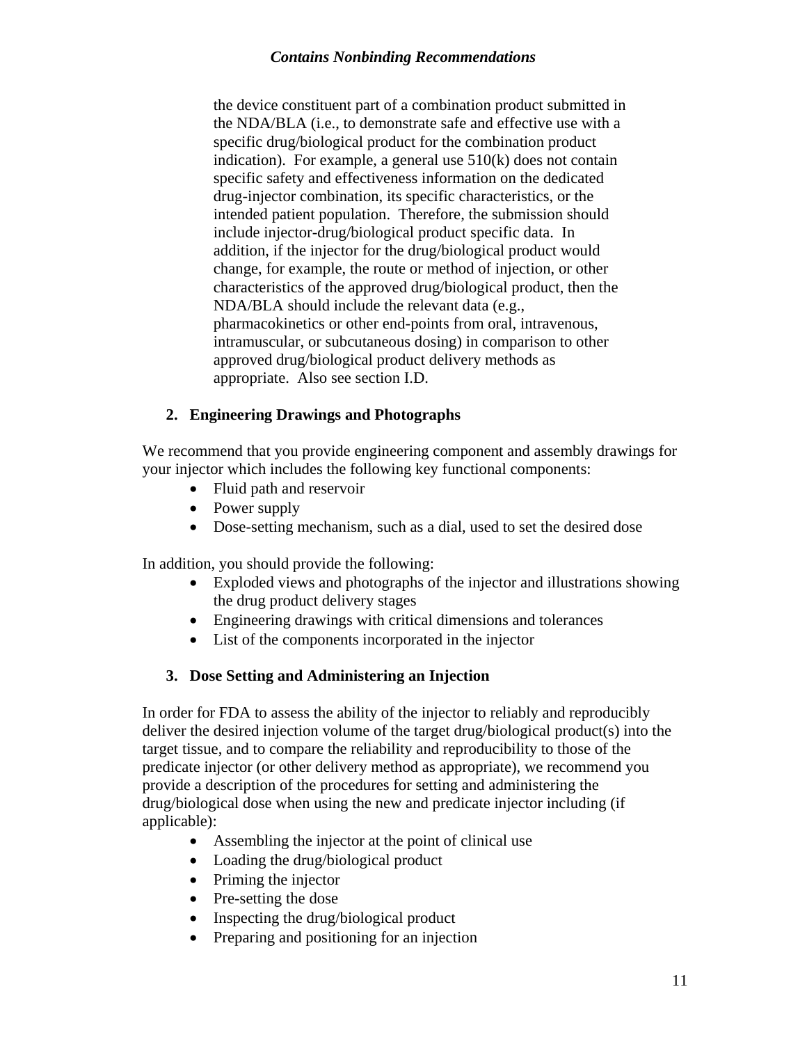the device constituent part of a combination product submitted in the NDA/BLA (i.e., to demonstrate safe and effective use with a specific drug/biological product for the combination product indication). For example, a general use 510(k) does not contain specific safety and effectiveness information on the dedicated drug-injector combination, its specific characteristics, or the intended patient population. Therefore, the submission should include injector-drug/biological product specific data. In addition, if the injector for the drug/biological product would change, for example, the route or method of injection, or other characteristics of the approved drug/biological product, then the NDA/BLA should include the relevant data (e.g., pharmacokinetics or other end-points from oral, intravenous, intramuscular, or subcutaneous dosing) in comparison to other approved drug/biological product delivery methods as appropriate. Also see section I.D.

### 2. Engineering Drawings and Photographs

We recommend that you provide engineering component and assembly drawings for your injector which includes the following key functional components:

- Fluid path and reservoir
- Power supply
- Dose-setting mechanism, such as a dial, used to set the desired dose

In addition, you should provide the following:

- Exploded views and photographs of the injector and illustrations showing the drug product delivery stages
- Engineering drawings with critical dimensions and tolerances
- List of the components incorporated in the injector

### 3. Dose Setting and Administering an Injection

In order for FDA to assess the ability of the injector to reliably and reproducibly deliver the desired injection volume of the target drug/biological product(s) into the target tissue, and to compare the reliability and reproducibility to those of the predicate injector (or other delivery method as appropriate), we recommend you provide a description of the procedures for setting and administering the drug/biological dose when using the new and predicate injector including (if applicable):

- Assembling the injector at the point of clinical use
- Loading the drug/biological product
- Priming the injector
- Pre-setting the dose
- Inspecting the drug/biological product
- Preparing and positioning for an injection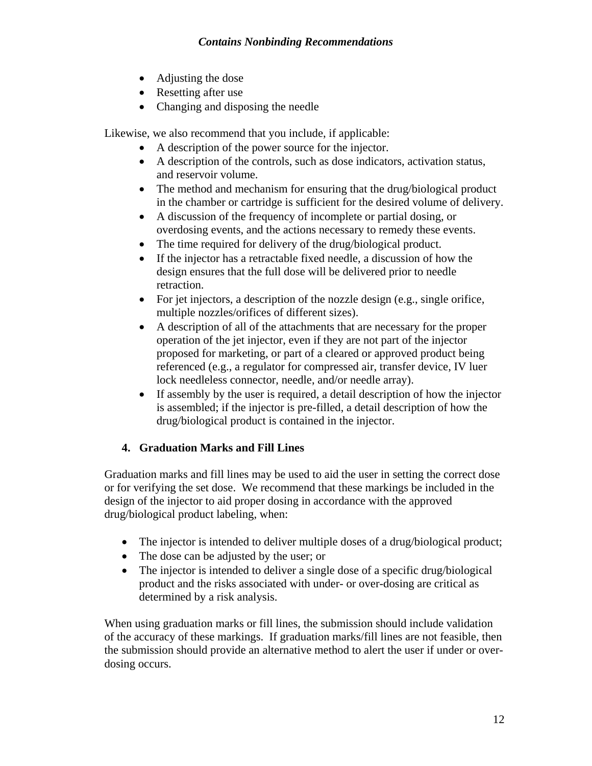- Adjusting the dose
- Resetting after use
- Changing and disposing the needle

Likewise, we also recommend that you include, if applicable:

- A description of the power source for the injector.
- A description of the controls, such as dose indicators, activation status, and reservoir volume.
- The method and mechanism for ensuring that the drug/biological product in the chamber or cartridge is sufficient for the desired volume of delivery.
- A discussion of the frequency of incomplete or partial dosing, or overdosing events, and the actions necessary to remedy these events.
- The time required for delivery of the drug/biological product.
- If the injector has a retractable fixed needle, a discussion of how the design ensures that the full dose will be delivered prior to needle retraction.
- For jet injectors, a description of the nozzle design (e.g., single orifice, multiple nozzles/orifices of different sizes).
- A description of all of the attachments that are necessary for the proper operation of the jet injector, even if they are not part of the injector proposed for marketing, or part of a cleared or approved product being referenced (e.g., a regulator for compressed air, transfer device, IV luer lock needleless connector, needle, and/or needle array).
- If assembly by the user is required, a detail description of how the injector is assembled; if the injector is pre-filled, a detail description of how the drug/biological product is contained in the injector.

### 4. Graduation Marks and Fill Lines

Graduation marks and fill lines may be used to aid the user in setting the correct dose or for verifying the set dose. We recommend that these markings be included in the design of the injector to aid proper dosing in accordance with the approved drug/biological product labeling, when:

- The injector is intended to deliver multiple doses of a drug/biological product;
- The dose can be adjusted by the user; or
- The injector is intended to deliver a single dose of a specific drug/biological product and the risks associated with under- or over-dosing are critical as determined by a risk analysis.

When using graduation marks or fill lines, the submission should include validation of the accuracy of these markings. If graduation marks/fill lines are not feasible, then the submission should provide an alternative method to alert the user if under or over-dosing occurs.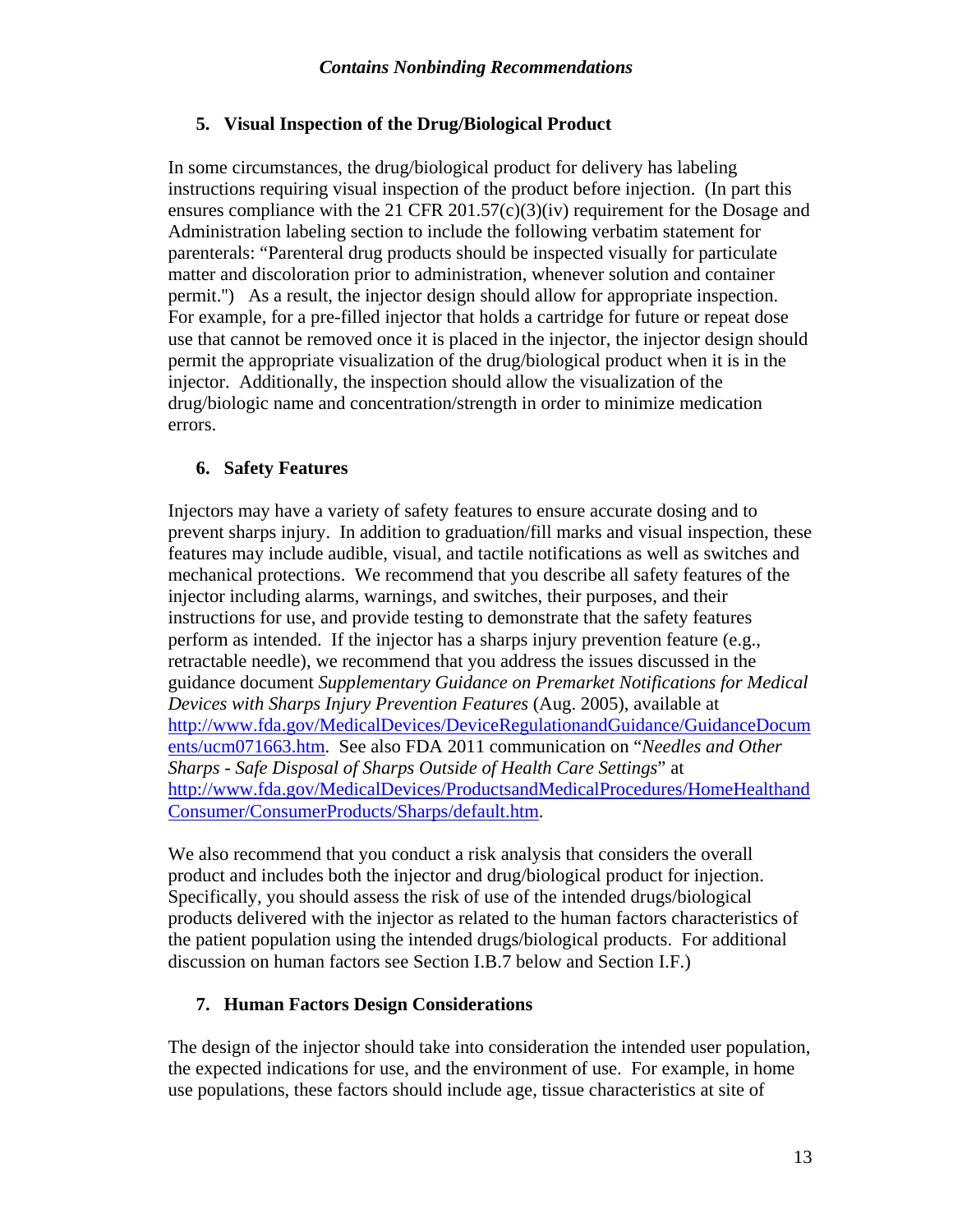### 5. Visual Inspection of the Drug/Biological Product

In some circumstances, the drug/biological product for delivery has labeling instructions requiring visual inspection of the product before injection. (In part this ensures compliance with the 21 CFR 201.57(c)(3)(iv) requirement for the Dosage and Administration labeling section to include the following verbatim statement for parenterals: "Parenteral drug products should be inspected visually for particulate matter and discoloration prior to administration, whenever solution and container permit.") As a result, the injector design should allow for appropriate inspection. For example, for a pre-filled injector that holds a cartridge for future or repeat dose use that cannot be removed once it is placed in the injector, the injector design should permit the appropriate visualization of the drug/biological product when it is in the injector. Additionally, the inspection should allow the visualization of the drug/biologic name and concentration/strength in order to minimize medication errors.

### 6. Safety Features

Injectors may have a variety of safety features to ensure accurate dosing and to prevent sharps injury. In addition to graduation/fill marks and visual inspection, these features may include audible, visual, and tactile notifications as well as switches and mechanical protections. We recommend that you describe all safety features of the injector including alarms, warnings, and switches, their purposes, and their instructions for use, and provide testing to demonstrate that the safety features perform as intended. If the injector has a sharps injury prevention feature (e.g., retractable needle), we recommend that you address the issues discussed in the guidance document *Supplementary Guidance on Premarket Notifications for Medical Devices with Sharps Injury Prevention Features* (Aug. 2005), available at [http://www.fda.gov/MedicalDevices/DeviceRegulationandGuidance/GuidanceDocuments/ucm071663.htm](http://www.fda.gov/MedicalDevices/DeviceRegulationandGuidance/GuidanceDocuments/ucm071663.htm). See also FDA 2011 communication on "*Needles and Other Sharps - Safe Disposal of Sharps Outside of Health Care Settings*" at [http://www.fda.gov/MedicalDevices/ProductsandMedicalProcedures/HomeHealthandConsumer/ConsumerProducts/Sharps/default.htm](http://www.fda.gov/MedicalDevices/ProductsandMedicalProcedures/HomeHealthandConsumer/ConsumerProducts/Sharps/default.htm).

We also recommend that you conduct a risk analysis that considers the overall product and includes both the injector and drug/biological product for injection. Specifically, you should assess the risk of use of the intended drugs/biological products delivered with the injector as related to the human factors characteristics of the patient population using the intended drugs/biological products. For additional discussion on human factors see Section I.B.7 below and Section I.F.)

### 7. Human Factors Design Considerations

The design of the injector should take into consideration the intended user population, the expected indications for use, and the environment of use. For example, in home use populations, these factors should include age, tissue characteristics at site of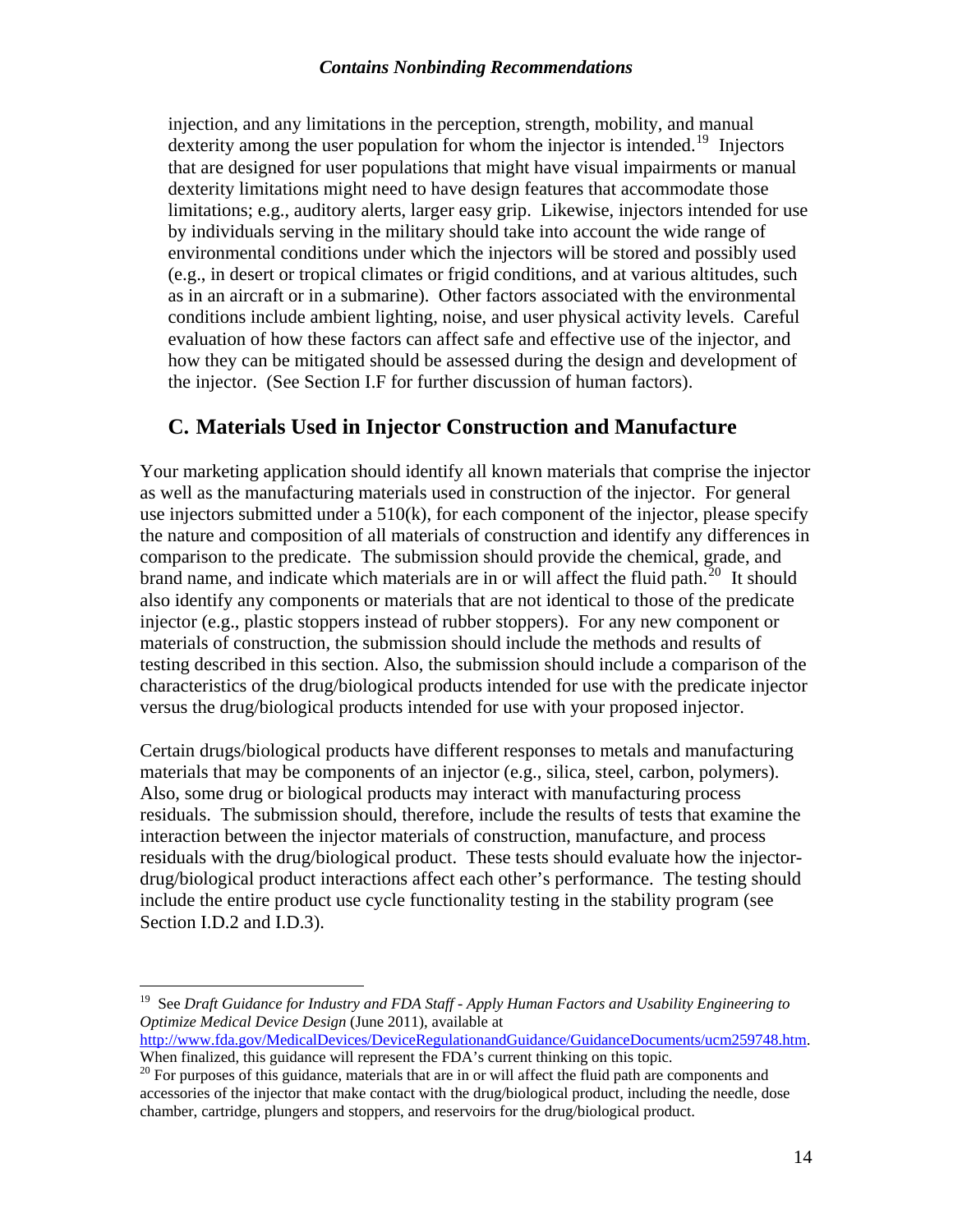injection, and any limitations in the perception, strength, mobility, and manual dexterity among the user population for whom the injector is intended.[19] Injectors that are designed for user populations that might have visual impairments or manual dexterity limitations might need to have design features that accommodate those limitations; e.g., auditory alerts, larger easy grip. Likewise, injectors intended for use by individuals serving in the military should take into account the wide range of environmental conditions under which the injectors will be stored and possibly used (e.g., in desert or tropical climates or frigid conditions, and at various altitudes, such as in an aircraft or in a submarine). Other factors associated with the environmental conditions include ambient lighting, noise, and user physical activity levels. Careful evaluation of how these factors can affect safe and effective use of the injector, and how they can be mitigated should be assessed during the design and development of the injector. (See Section I.F for further discussion of human factors).

## C. Materials Used in Injector Construction and Manufacture

Your marketing application should identify all known materials that comprise the injector as well as the manufacturing materials used in construction of the injector. For general use injectors submitted under a 510(k), for each component of the injector, please specify the nature and composition of all materials of construction and identify any differences in comparison to the predicate. The submission should provide the chemical, grade, and brand name, and indicate which materials are in or will affect the fluid path.[20] It should also identify any components or materials that are not identical to those of the predicate injector (e.g., plastic stoppers instead of rubber stoppers). For any new component or materials of construction, the submission should include the methods and results of testing described in this section. Also, the submission should include a comparison of the characteristics of the drug/biological products intended for use with the predicate injector versus the drug/biological products intended for use with your proposed injector.

Certain drugs/biological products have different responses to metals and manufacturing materials that may be components of an injector (e.g., silica, steel, carbon, polymers). Also, some drug or biological products may interact with manufacturing process residuals. The submission should, therefore, include the results of tests that examine the interaction between the injector materials of construction, manufacture, and process residuals with the drug/biological product. These tests should evaluate how the injector-drug/biological product interactions affect each other's performance. The testing should include the entire product use cycle functionality testing in the stability program (see Section I.D.2 and I.D.3).

---

[19] See *Draft Guidance for Industry and FDA Staff - Apply Human Factors and Usability Engineering to Optimize Medical Device Design* (June 2011), available at http://www.fda.gov/MedicalDevices/DeviceRegulationandGuidance/GuidanceDocuments/ucm259748.htm. When finalized, this guidance will represent the FDA's current thinking on this topic.

[20] For purposes of this guidance, materials that are in or will affect the fluid path are components and accessories of the injector that make contact with the drug/biological product, including the needle, dose chamber, cartridge, plungers and stoppers, and reservoirs for the drug/biological product.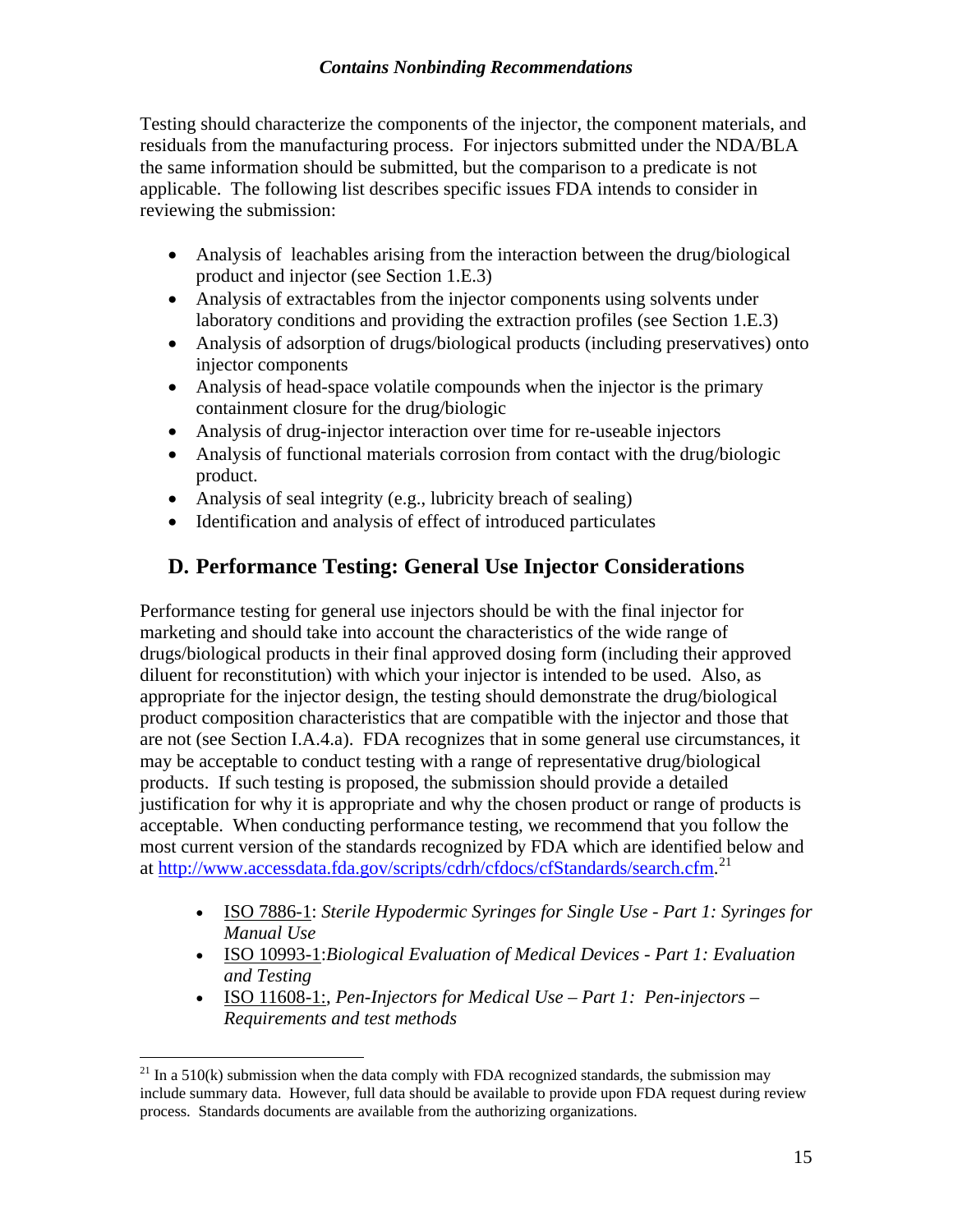Testing should characterize the components of the injector, the component materials, and residuals from the manufacturing process. For injectors submitted under the NDA/BLA the same information should be submitted, but the comparison to a predicate is not applicable. The following list describes specific issues FDA intends to consider in reviewing the submission:

- Analysis of leachables arising from the interaction between the drug/biological product and injector (see Section 1.E.3)
- Analysis of extractables from the injector components using solvents under laboratory conditions and providing the extraction profiles (see Section 1.E.3)
- Analysis of adsorption of drugs/biological products (including preservatives) onto injector components
- Analysis of head-space volatile compounds when the injector is the primary containment closure for the drug/biologic
- Analysis of drug-injector interaction over time for re-useable injectors
- Analysis of functional materials corrosion from contact with the drug/biologic product.
- Analysis of seal integrity (e.g., lubricity breach of sealing)
- Identification and analysis of effect of introduced particulates

## D. Performance Testing: General Use Injector Considerations

Performance testing for general use injectors should be with the final injector for marketing and should take into account the characteristics of the wide range of drugs/biological products in their final approved dosing form (including their approved diluent for reconstitution) with which your injector is intended to be used. Also, as appropriate for the injector design, the testing should demonstrate the drug/biological product composition characteristics that are compatible with the injector and those that are not (see Section I.A.4.a). FDA recognizes that in some general use circumstances, it may be acceptable to conduct testing with a range of representative drug/biological products. If such testing is proposed, the submission should provide a detailed justification for why it is appropriate and why the chosen product or range of products is acceptable. When conducting performance testing, we recommend that you follow the most current version of the standards recognized by FDA which are identified below and at http://www.accessdata.fda.gov/scripts/cdrh/cfdocs/cfStandards/search.cfm.[21]

- ISO 7886-1: *Sterile Hypodermic Syringes for Single Use - Part 1: Syringes for Manual Use*
- ISO 10993-1:*Biological Evaluation of Medical Devices - Part 1: Evaluation and Testing*
- ISO 11608-1:, *Pen-Injectors for Medical Use – Part 1: Pen-injectors – Requirements and test methods*

[21] In a 510(k) submission when the data comply with FDA recognized standards, the submission may include summary data. However, full data should be available to provide upon FDA request during review process. Standards documents are available from the authorizing organizations.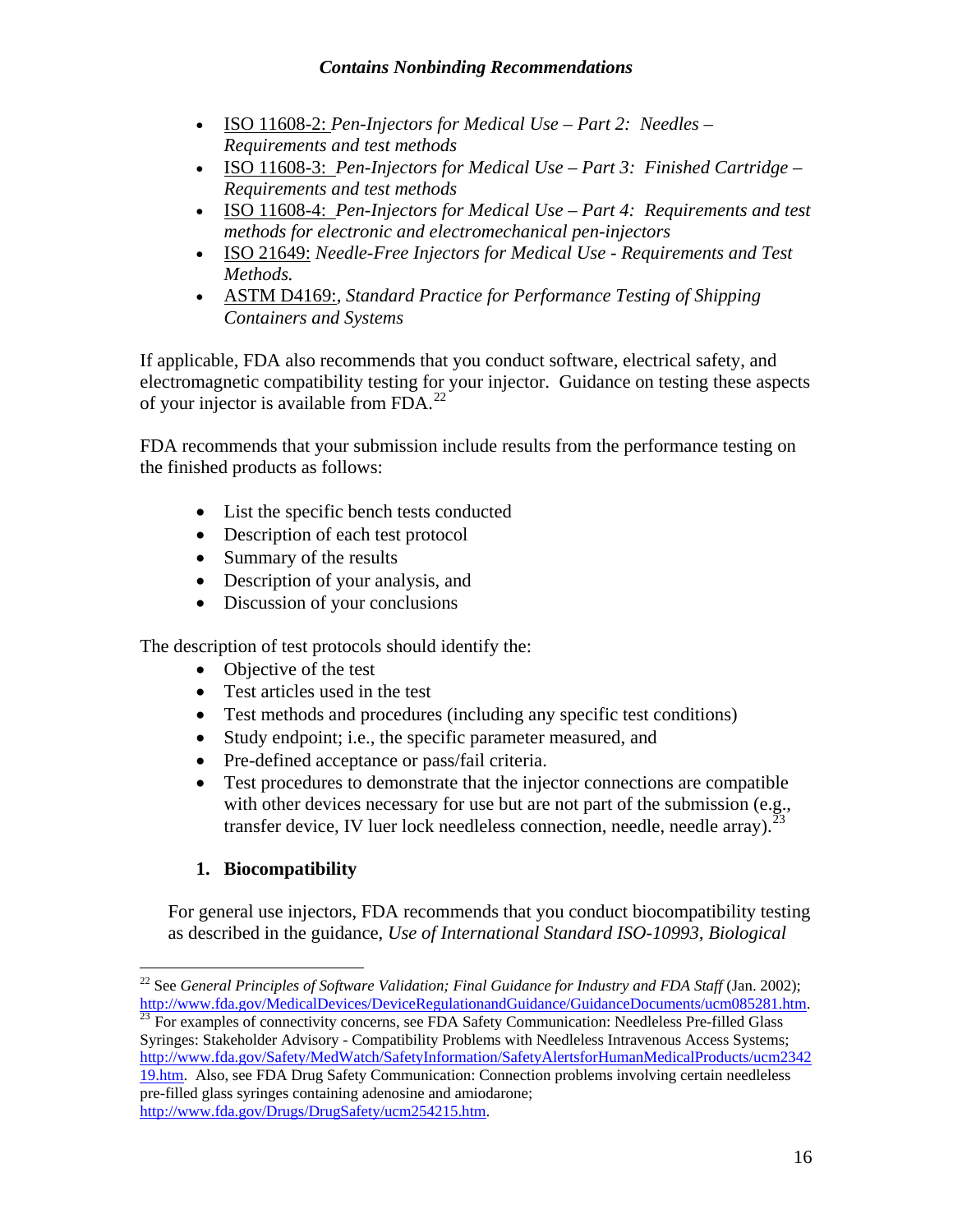- ISO 11608-2: *Pen-Injectors for Medical Use – Part 2: Needles – Requirements and test methods*
- ISO 11608-3: *Pen-Injectors for Medical Use – Part 3: Finished Cartridge – Requirements and test methods*
- ISO 11608-4: *Pen-Injectors for Medical Use – Part 4: Requirements and test methods for electronic and electromechanical pen-injectors*
- ISO 21649: *Needle-Free Injectors for Medical Use - Requirements and Test Methods.*
- ASTM D4169:, *Standard Practice for Performance Testing of Shipping Containers and Systems*

If applicable, FDA also recommends that you conduct software, electrical safety, and electromagnetic compatibility testing for your injector. Guidance on testing these aspects of your injector is available from FDA.[22]

FDA recommends that your submission include results from the performance testing on the finished products as follows:

- List the specific bench tests conducted
- Description of each test protocol
- Summary of the results
- Description of your analysis, and
- Discussion of your conclusions

The description of test protocols should identify the:

- Objective of the test
- Test articles used in the test
- Test methods and procedures (including any specific test conditions)
- Study endpoint; i.e., the specific parameter measured, and
- Pre-defined acceptance or pass/fail criteria.
- Test procedures to demonstrate that the injector connections are compatible with other devices necessary for use but are not part of the submission (e.g., transfer device, IV luer lock needleless connection, needle, needle array).[23]

### 1. Biocompatibility

For general use injectors, FDA recommends that you conduct biocompatibility testing as described in the guidance, *Use of International Standard ISO-10993, Biological*

---

[22] See *General Principles of Software Validation; Final Guidance for Industry and FDA Staff* (Jan. 2002); http://www.fda.gov/MedicalDevices/DeviceRegulationandGuidance/GuidanceDocuments/ucm085281.htm.

[23] For examples of connectivity concerns, see FDA Safety Communication: Needleless Pre-filled Glass Syringes: Stakeholder Advisory - Compatibility Problems with Needleless Intravenous Access Systems; http://www.fda.gov/Safety/MedWatch/SafetyInformation/SafetyAlertsforHumanMedicalProducts/ucm234219.htm. Also, see FDA Drug Safety Communication: Connection problems involving certain needleless pre-filled glass syringes containing adenosine and amiodarone; http://www.fda.gov/Drugs/DrugSafety/ucm254215.htm.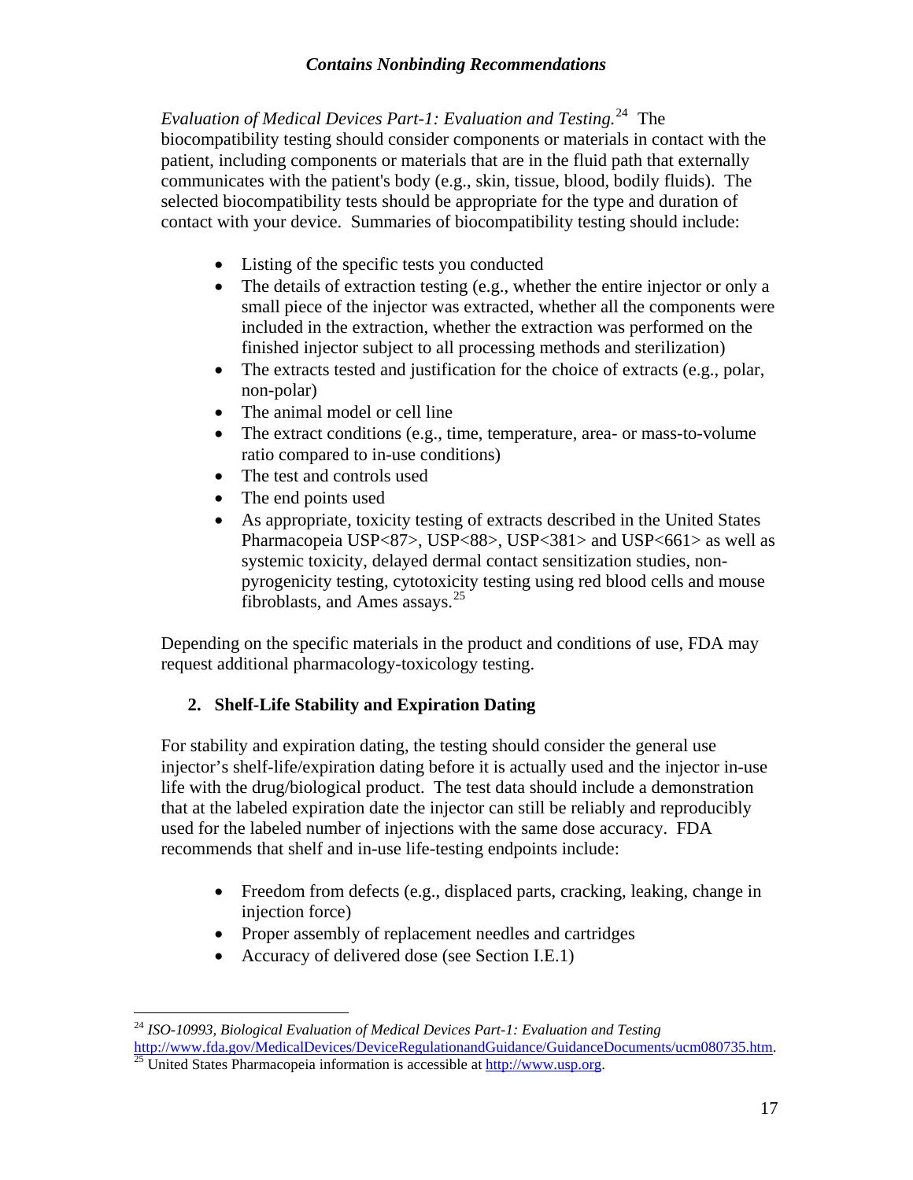*Evaluation of Medical Devices Part-1: Evaluation and Testing.*[24] The biocompatibility testing should consider components or materials in contact with the patient, including components or materials that are in the fluid path that externally communicates with the patient's body (e.g., skin, tissue, blood, bodily fluids). The selected biocompatibility tests should be appropriate for the type and duration of contact with your device. Summaries of biocompatibility testing should include:

- Listing of the specific tests you conducted
- The details of extraction testing (e.g., whether the entire injector or only a small piece of the injector was extracted, whether all the components were included in the extraction, whether the extraction was performed on the finished injector subject to all processing methods and sterilization)
- The extracts tested and justification for the choice of extracts (e.g., polar, non-polar)
- The animal model or cell line
- The extract conditions (e.g., time, temperature, area- or mass-to-volume ratio compared to in-use conditions)
- The test and controls used
- The end points used
- As appropriate, toxicity testing of extracts described in the United States Pharmacopeia USP<87>, USP<88>, USP<381> and USP<661> as well as systemic toxicity, delayed dermal contact sensitization studies, non-pyrogenicity testing, cytotoxicity testing using red blood cells and mouse fibroblasts, and Ames assays.[25]

Depending on the specific materials in the product and conditions of use, FDA may request additional pharmacology-toxicology testing.

### 2. Shelf-Life Stability and Expiration Dating

For stability and expiration dating, the testing should consider the general use injector's shelf-life/expiration dating before it is actually used and the injector in-use life with the drug/biological product. The test data should include a demonstration that at the labeled expiration date the injector can still be reliably and reproducibly used for the labeled number of injections with the same dose accuracy. FDA recommends that shelf and in-use life-testing endpoints include:

- Freedom from defects (e.g., displaced parts, cracking, leaking, change in injection force)
- Proper assembly of replacement needles and cartridges
- Accuracy of delivered dose (see Section I.E.1)

---

[24] *ISO-10993, Biological Evaluation of Medical Devices Part-1: Evaluation and Testing* http://www.fda.gov/MedicalDevices/DeviceRegulationandGuidance/GuidanceDocuments/ucm080735.htm.

[25] United States Pharmacopeia information is accessible at http://www.usp.org.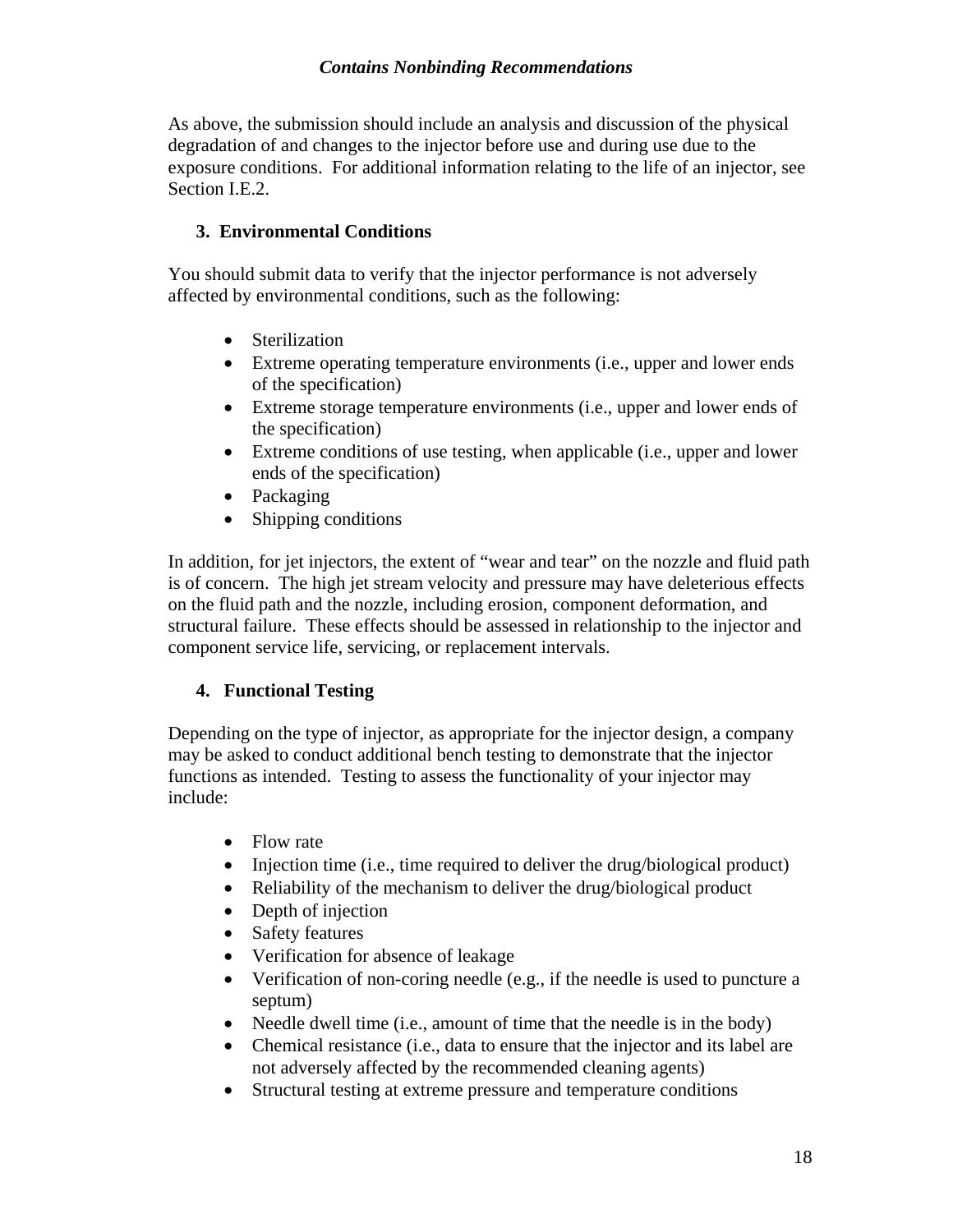As above, the submission should include an analysis and discussion of the physical degradation of and changes to the injector before use and during use due to the exposure conditions. For additional information relating to the life of an injector, see Section I.E.2.

### 3. Environmental Conditions

You should submit data to verify that the injector performance is not adversely affected by environmental conditions, such as the following:

- Sterilization
- Extreme operating temperature environments (i.e., upper and lower ends of the specification)
- Extreme storage temperature environments (i.e., upper and lower ends of the specification)
- Extreme conditions of use testing, when applicable (i.e., upper and lower ends of the specification)
- Packaging
- Shipping conditions

In addition, for jet injectors, the extent of "wear and tear" on the nozzle and fluid path is of concern. The high jet stream velocity and pressure may have deleterious effects on the fluid path and the nozzle, including erosion, component deformation, and structural failure. These effects should be assessed in relationship to the injector and component service life, servicing, or replacement intervals.

### 4. Functional Testing

Depending on the type of injector, as appropriate for the injector design, a company may be asked to conduct additional bench testing to demonstrate that the injector functions as intended. Testing to assess the functionality of your injector may include:

- Flow rate
- Injection time (i.e., time required to deliver the drug/biological product)
- Reliability of the mechanism to deliver the drug/biological product
- Depth of injection
- Safety features
- Verification for absence of leakage
- Verification of non-coring needle (e.g., if the needle is used to puncture a septum)
- Needle dwell time (i.e., amount of time that the needle is in the body)
- Chemical resistance (i.e., data to ensure that the injector and its label are not adversely affected by the recommended cleaning agents)
- Structural testing at extreme pressure and temperature conditions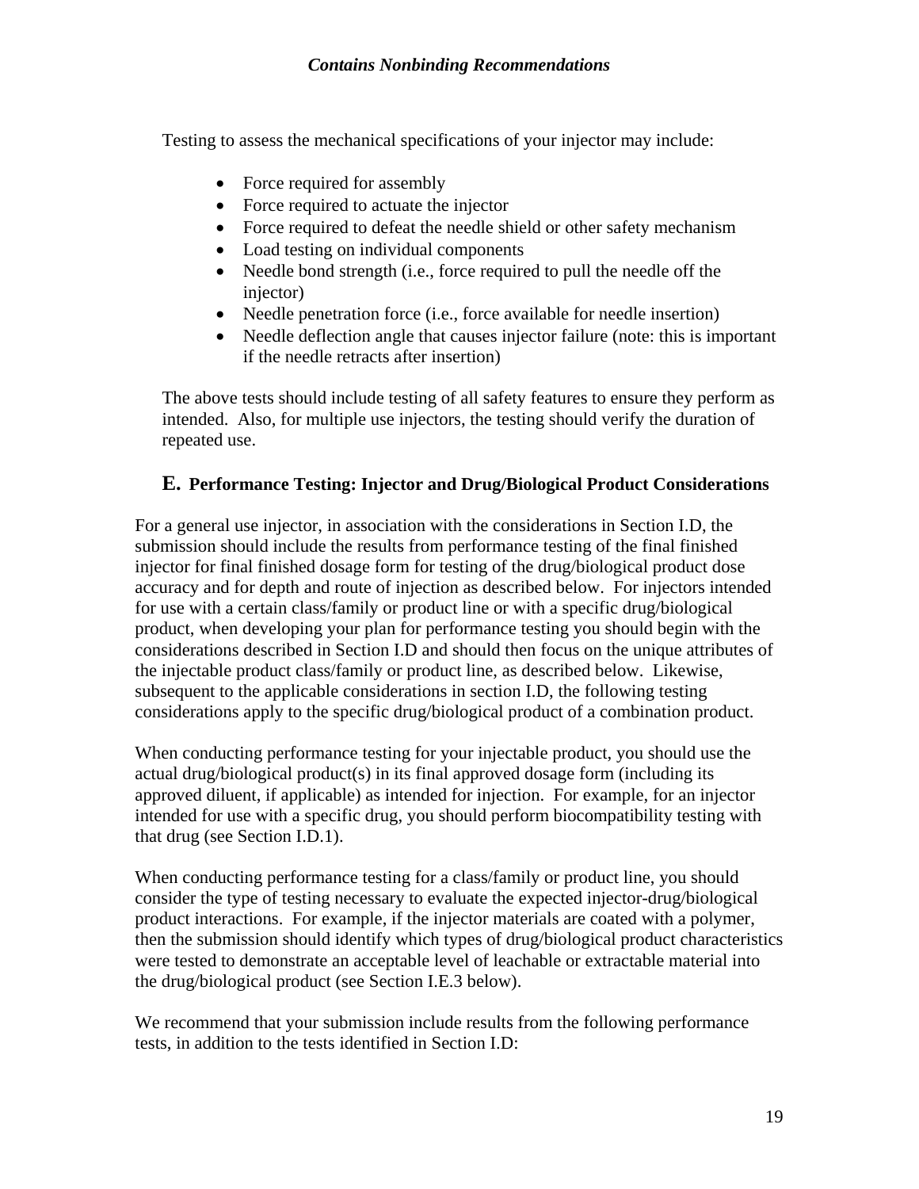Testing to assess the mechanical specifications of your injector may include:

- Force required for assembly
- Force required to actuate the injector
- Force required to defeat the needle shield or other safety mechanism
- Load testing on individual components
- Needle bond strength (i.e., force required to pull the needle off the injector)
- Needle penetration force (i.e., force available for needle insertion)
- Needle deflection angle that causes injector failure (note: this is important if the needle retracts after insertion)

The above tests should include testing of all safety features to ensure they perform as intended. Also, for multiple use injectors, the testing should verify the duration of repeated use.

## E. Performance Testing: Injector and Drug/Biological Product Considerations

For a general use injector, in association with the considerations in Section I.D, the submission should include the results from performance testing of the final finished injector for final finished dosage form for testing of the drug/biological product dose accuracy and for depth and route of injection as described below. For injectors intended for use with a certain class/family or product line or with a specific drug/biological product, when developing your plan for performance testing you should begin with the considerations described in Section I.D and should then focus on the unique attributes of the injectable product class/family or product line, as described below. Likewise, subsequent to the applicable considerations in section I.D, the following testing considerations apply to the specific drug/biological product of a combination product.

When conducting performance testing for your injectable product, you should use the actual drug/biological product(s) in its final approved dosage form (including its approved diluent, if applicable) as intended for injection. For example, for an injector intended for use with a specific drug, you should perform biocompatibility testing with that drug (see Section I.D.1).

When conducting performance testing for a class/family or product line, you should consider the type of testing necessary to evaluate the expected injector-drug/biological product interactions. For example, if the injector materials are coated with a polymer, then the submission should identify which types of drug/biological product characteristics were tested to demonstrate an acceptable level of leachable or extractable material into the drug/biological product (see Section I.E.3 below).

We recommend that your submission include results from the following performance tests, in addition to the tests identified in Section I.D: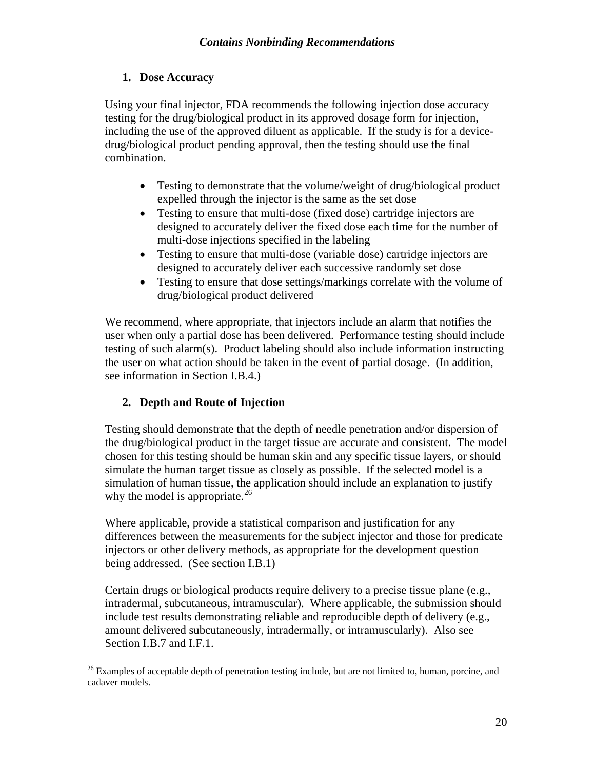### 1. Dose Accuracy

Using your final injector, FDA recommends the following injection dose accuracy testing for the drug/biological product in its approved dosage form for injection, including the use of the approved diluent as applicable. If the study is for a device-drug/biological product pending approval, then the testing should use the final combination.

- Testing to demonstrate that the volume/weight of drug/biological product expelled through the injector is the same as the set dose
- Testing to ensure that multi-dose (fixed dose) cartridge injectors are designed to accurately deliver the fixed dose each time for the number of multi-dose injections specified in the labeling
- Testing to ensure that multi-dose (variable dose) cartridge injectors are designed to accurately deliver each successive randomly set dose
- Testing to ensure that dose settings/markings correlate with the volume of drug/biological product delivered

We recommend, where appropriate, that injectors include an alarm that notifies the user when only a partial dose has been delivered. Performance testing should include testing of such alarm(s). Product labeling should also include information instructing the user on what action should be taken in the event of partial dosage. (In addition, see information in Section I.B.4.)

### 2. Depth and Route of Injection

Testing should demonstrate that the depth of needle penetration and/or dispersion of the drug/biological product in the target tissue are accurate and consistent. The model chosen for this testing should be human skin and any specific tissue layers, or should simulate the human target tissue as closely as possible. If the selected model is a simulation of human tissue, the application should include an explanation to justify why the model is appropriate.[26]

Where applicable, provide a statistical comparison and justification for any differences between the measurements for the subject injector and those for predicate injectors or other delivery methods, as appropriate for the development question being addressed. (See section I.B.1)

Certain drugs or biological products require delivery to a precise tissue plane (e.g., intradermal, subcutaneous, intramuscular). Where applicable, the submission should include test results demonstrating reliable and reproducible depth of delivery (e.g., amount delivered subcutaneously, intradermally, or intramuscularly). Also see Section I.B.7 and I.F.1.

---

[26] Examples of acceptable depth of penetration testing include, but are not limited to, human, porcine, and cadaver models.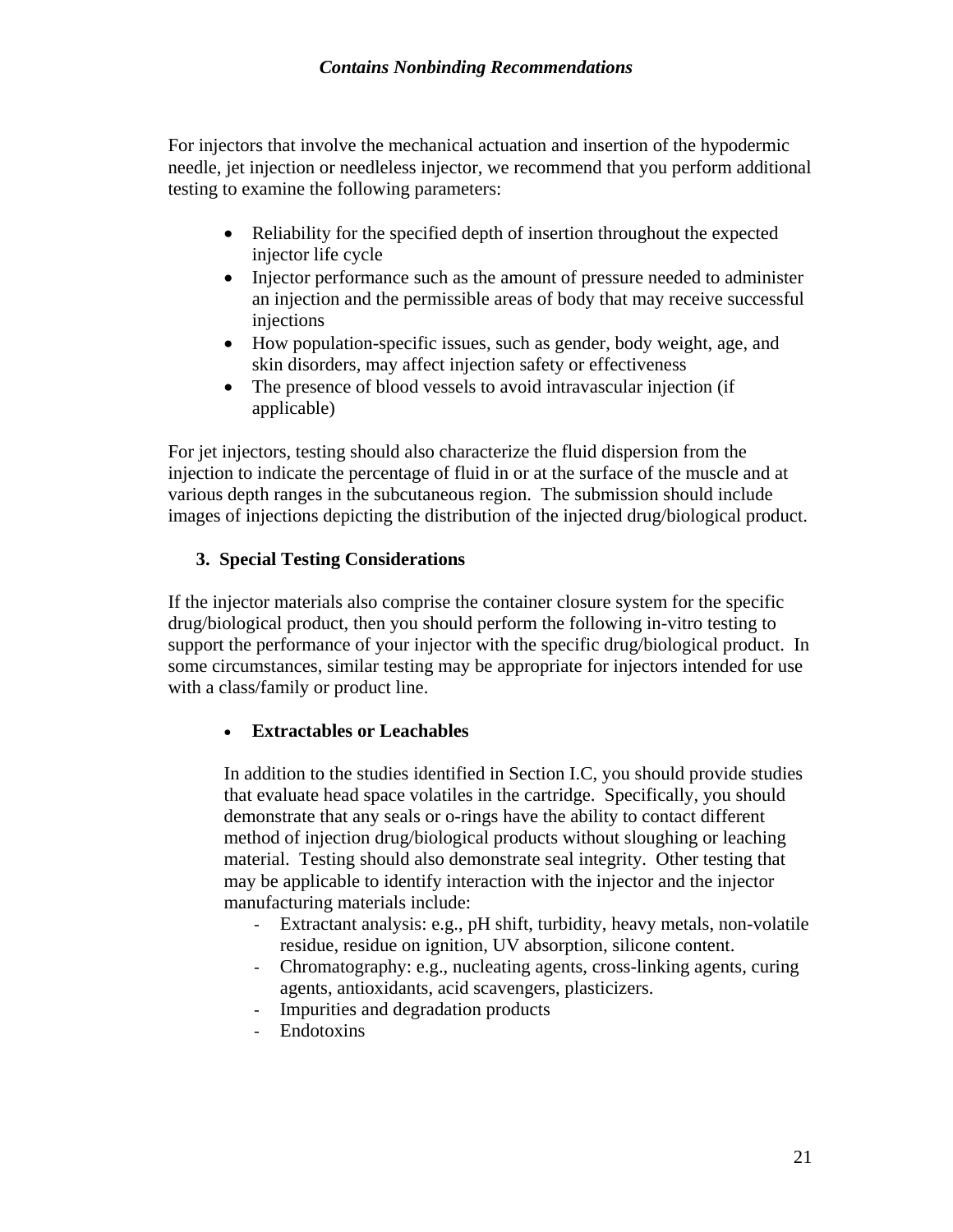For injectors that involve the mechanical actuation and insertion of the hypodermic needle, jet injection or needleless injector, we recommend that you perform additional testing to examine the following parameters:

- Reliability for the specified depth of insertion throughout the expected injector life cycle
- Injector performance such as the amount of pressure needed to administer an injection and the permissible areas of body that may receive successful injections
- How population-specific issues, such as gender, body weight, age, and skin disorders, may affect injection safety or effectiveness
- The presence of blood vessels to avoid intravascular injection (if applicable)

For jet injectors, testing should also characterize the fluid dispersion from the injection to indicate the percentage of fluid in or at the surface of the muscle and at various depth ranges in the subcutaneous region. The submission should include images of injections depicting the distribution of the injected drug/biological product.

### 3. Special Testing Considerations

If the injector materials also comprise the container closure system for the specific drug/biological product, then you should perform the following in-vitro testing to support the performance of your injector with the specific drug/biological product. In some circumstances, similar testing may be appropriate for injectors intended for use with a class/family or product line.

- **Extractables or Leachables**

  In addition to the studies identified in Section I.C, you should provide studies that evaluate head space volatiles in the cartridge. Specifically, you should demonstrate that any seals or o-rings have the ability to contact different method of injection drug/biological products without sloughing or leaching material. Testing should also demonstrate seal integrity. Other testing that may be applicable to identify interaction with the injector and the injector manufacturing materials include:

  - Extractant analysis: e.g., pH shift, turbidity, heavy metals, non-volatile residue, residue on ignition, UV absorption, silicone content.
  - Chromatography: e.g., nucleating agents, cross-linking agents, curing agents, antioxidants, acid scavengers, plasticizers.
  - Impurities and degradation products
  - Endotoxins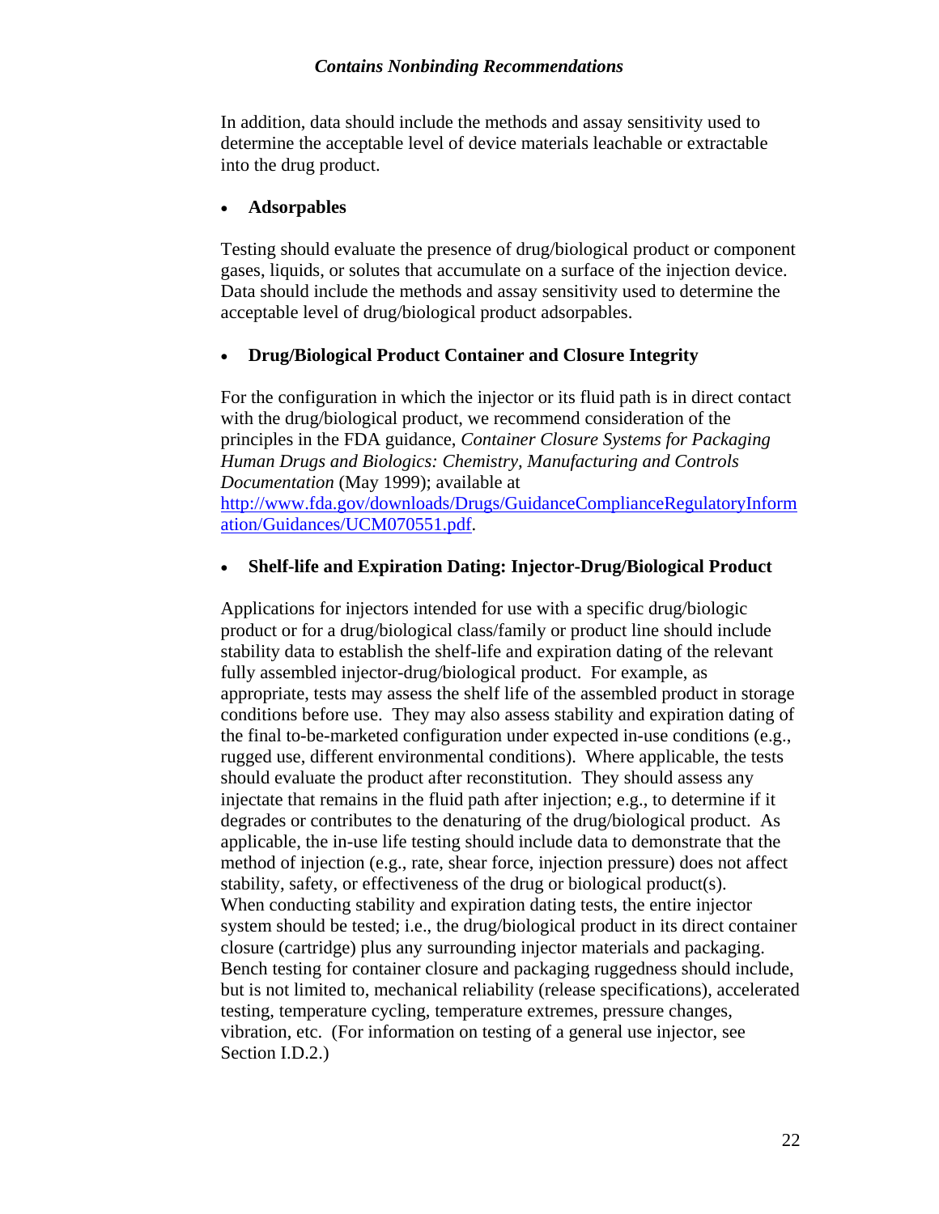In addition, data should include the methods and assay sensitivity used to determine the acceptable level of device materials leachable or extractable into the drug product.

- **Adsorpables**

Testing should evaluate the presence of drug/biological product or component gases, liquids, or solutes that accumulate on a surface of the injection device. Data should include the methods and assay sensitivity used to determine the acceptable level of drug/biological product adsorpables.

- **Drug/Biological Product Container and Closure Integrity**

For the configuration in which the injector or its fluid path is in direct contact with the drug/biological product, we recommend consideration of the principles in the FDA guidance, *Container Closure Systems for Packaging Human Drugs and Biologics: Chemistry, Manufacturing and Controls Documentation* (May 1999); available at [http://www.fda.gov/downloads/Drugs/GuidanceComplianceRegulatoryInformation/Guidances/UCM070551.pdf](http://www.fda.gov/downloads/Drugs/GuidanceComplianceRegulatoryInformation/Guidances/UCM070551.pdf).

- **Shelf-life and Expiration Dating: Injector-Drug/Biological Product**

Applications for injectors intended for use with a specific drug/biologic product or for a drug/biological class/family or product line should include stability data to establish the shelf-life and expiration dating of the relevant fully assembled injector-drug/biological product. For example, as appropriate, tests may assess the shelf life of the assembled product in storage conditions before use. They may also assess stability and expiration dating of the final to-be-marketed configuration under expected in-use conditions (e.g., rugged use, different environmental conditions). Where applicable, the tests should evaluate the product after reconstitution. They should assess any injectate that remains in the fluid path after injection; e.g., to determine if it degrades or contributes to the denaturing of the drug/biological product. As applicable, the in-use life testing should include data to demonstrate that the method of injection (e.g., rate, shear force, injection pressure) does not affect stability, safety, or effectiveness of the drug or biological product(s). When conducting stability and expiration dating tests, the entire injector system should be tested; i.e., the drug/biological product in its direct container closure (cartridge) plus any surrounding injector materials and packaging. Bench testing for container closure and packaging ruggedness should include, but is not limited to, mechanical reliability (release specifications), accelerated testing, temperature cycling, temperature extremes, pressure changes, vibration, etc. (For information on testing of a general use injector, see Section I.D.2.)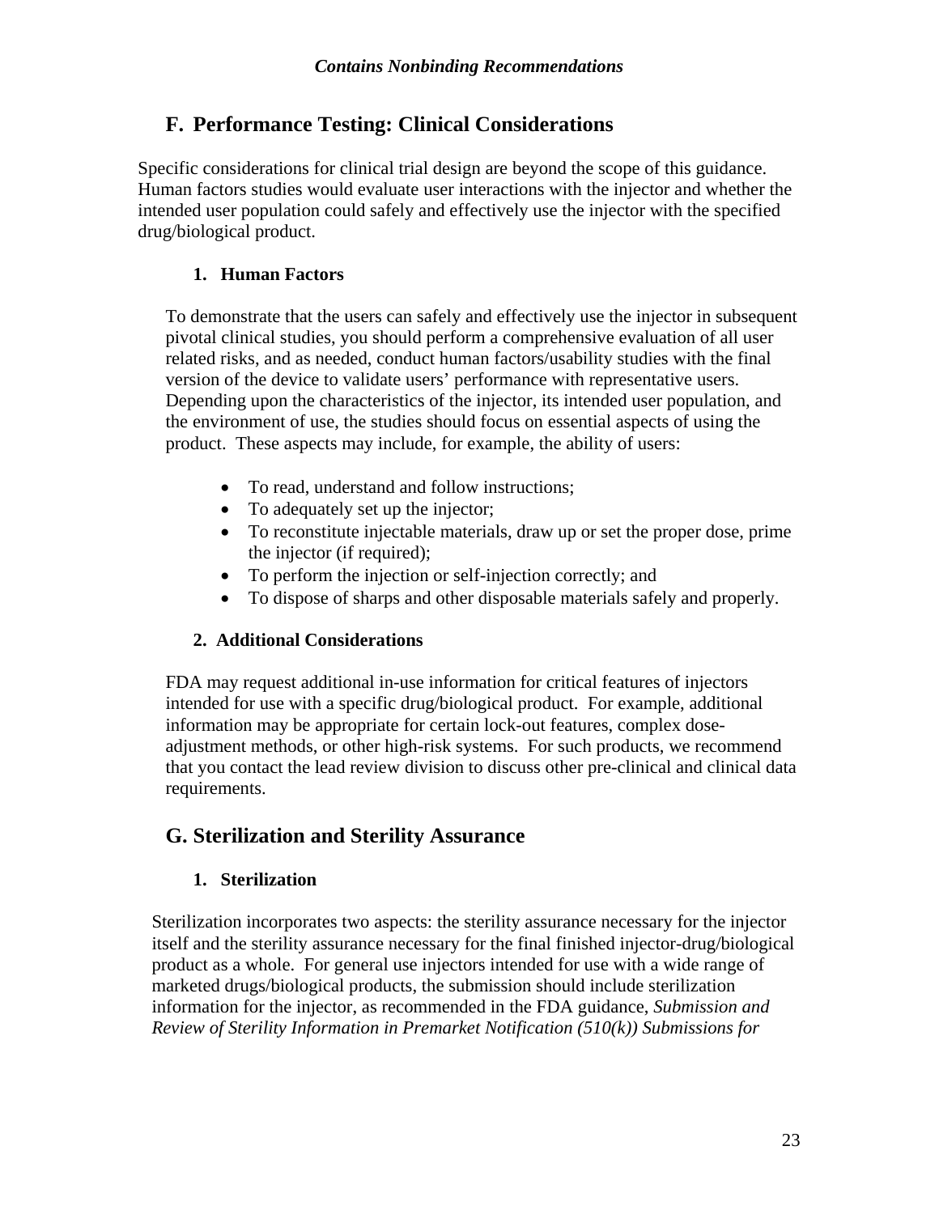## F. Performance Testing: Clinical Considerations

Specific considerations for clinical trial design are beyond the scope of this guidance. Human factors studies would evaluate user interactions with the injector and whether the intended user population could safely and effectively use the injector with the specified drug/biological product.

### 1. Human Factors

To demonstrate that the users can safely and effectively use the injector in subsequent pivotal clinical studies, you should perform a comprehensive evaluation of all user related risks, and as needed, conduct human factors/usability studies with the final version of the device to validate users' performance with representative users. Depending upon the characteristics of the injector, its intended user population, and the environment of use, the studies should focus on essential aspects of using the product. These aspects may include, for example, the ability of users:

- To read, understand and follow instructions;
- To adequately set up the injector;
- To reconstitute injectable materials, draw up or set the proper dose, prime the injector (if required);
- To perform the injection or self-injection correctly; and
- To dispose of sharps and other disposable materials safely and properly.

### 2. Additional Considerations

FDA may request additional in-use information for critical features of injectors intended for use with a specific drug/biological product. For example, additional information may be appropriate for certain lock-out features, complex dose-adjustment methods, or other high-risk systems. For such products, we recommend that you contact the lead review division to discuss other pre-clinical and clinical data requirements.

## G. Sterilization and Sterility Assurance

### 1. Sterilization

Sterilization incorporates two aspects: the sterility assurance necessary for the injector itself and the sterility assurance necessary for the final finished injector-drug/biological product as a whole. For general use injectors intended for use with a wide range of marketed drugs/biological products, the submission should include sterilization information for the injector, as recommended in the FDA guidance, *Submission and Review of Sterility Information in Premarket Notification (510(k)) Submissions for*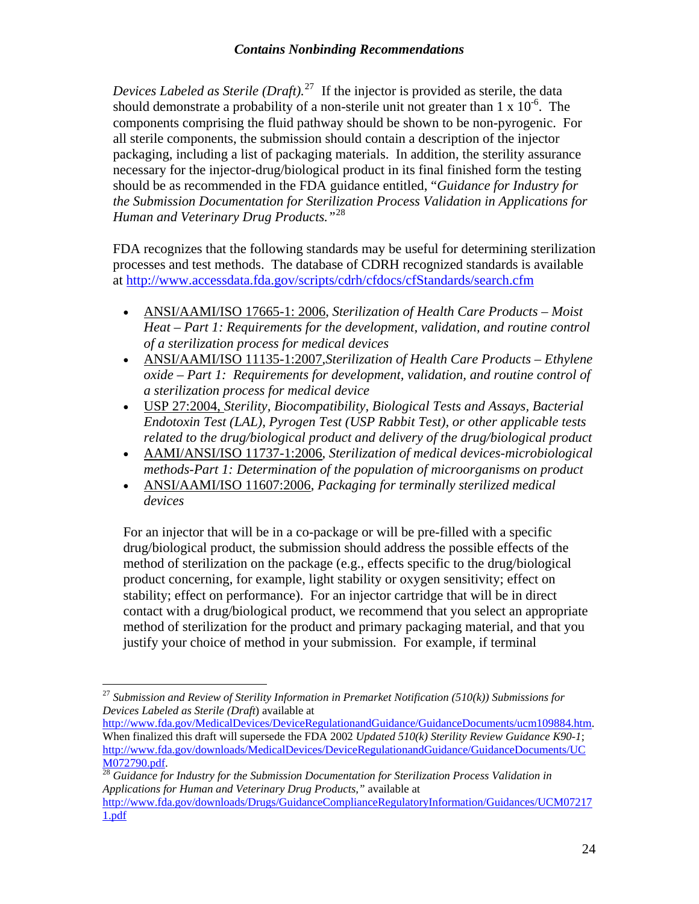*Devices Labeled as Sterile (Draft).*[27] If the injector is provided as sterile, the data should demonstrate a probability of a non-sterile unit not greater than $1 \times 10^{-6}$. The components comprising the fluid pathway should be shown to be non-pyrogenic. For all sterile components, the submission should contain a description of the injector packaging, including a list of packaging materials. In addition, the sterility assurance necessary for the injector-drug/biological product in its final finished form the testing should be as recommended in the FDA guidance entitled, "*Guidance for Industry for the Submission Documentation for Sterilization Process Validation in Applications for Human and Veterinary Drug Products."*[28]

FDA recognizes that the following standards may be useful for determining sterilization processes and test methods. The database of CDRH recognized standards is available at http://www.accessdata.fda.gov/scripts/cdrh/cfdocs/cfStandards/search.cfm

- ANSI/AAMI/ISO 17665-1: 2006, *Sterilization of Health Care Products – Moist Heat – Part 1: Requirements for the development, validation, and routine control of a sterilization process for medical devices*
- ANSI/AAMI/ISO 11135-1:2007,*Sterilization of Health Care Products – Ethylene oxide – Part 1: Requirements for development, validation, and routine control of a sterilization process for medical device*
- USP 27:2004, *Sterility, Biocompatibility, Biological Tests and Assays, Bacterial Endotoxin Test (LAL), Pyrogen Test (USP Rabbit Test), or other applicable tests related to the drug/biological product and delivery of the drug/biological product*
- AAMI/ANSI/ISO 11737-1:2006, *Sterilization of medical devices-microbiological methods-Part 1: Determination of the population of microorganisms on product*
- ANSI/AAMI/ISO 11607:2006, *Packaging for terminally sterilized medical devices*

For an injector that will be in a co-package or will be pre-filled with a specific drug/biological product, the submission should address the possible effects of the method of sterilization on the package (e.g., effects specific to the drug/biological product concerning, for example, light stability or oxygen sensitivity; effect on stability; effect on performance). For an injector cartridge that will be in direct contact with a drug/biological product, we recommend that you select an appropriate method of sterilization for the product and primary packaging material, and that you justify your choice of method in your submission. For example, if terminal

---

[27] *Submission and Review of Sterility Information in Premarket Notification (510(k)) Submissions for Devices Labeled as Sterile (Draft*) available at http://www.fda.gov/MedicalDevices/DeviceRegulationandGuidance/GuidanceDocuments/ucm109884.htm. When finalized this draft will supersede the FDA 2002 *Updated 510(k) Sterility Review Guidance K90-1*; http://www.fda.gov/downloads/MedicalDevices/DeviceRegulationandGuidance/GuidanceDocuments/UCM072790.pdf.

[28] *Guidance for Industry for the Submission Documentation for Sterilization Process Validation in Applications for Human and Veterinary Drug Products,"* available at http://www.fda.gov/downloads/Drugs/GuidanceComplianceRegulatoryInformation/Guidances/UCM072171.pdf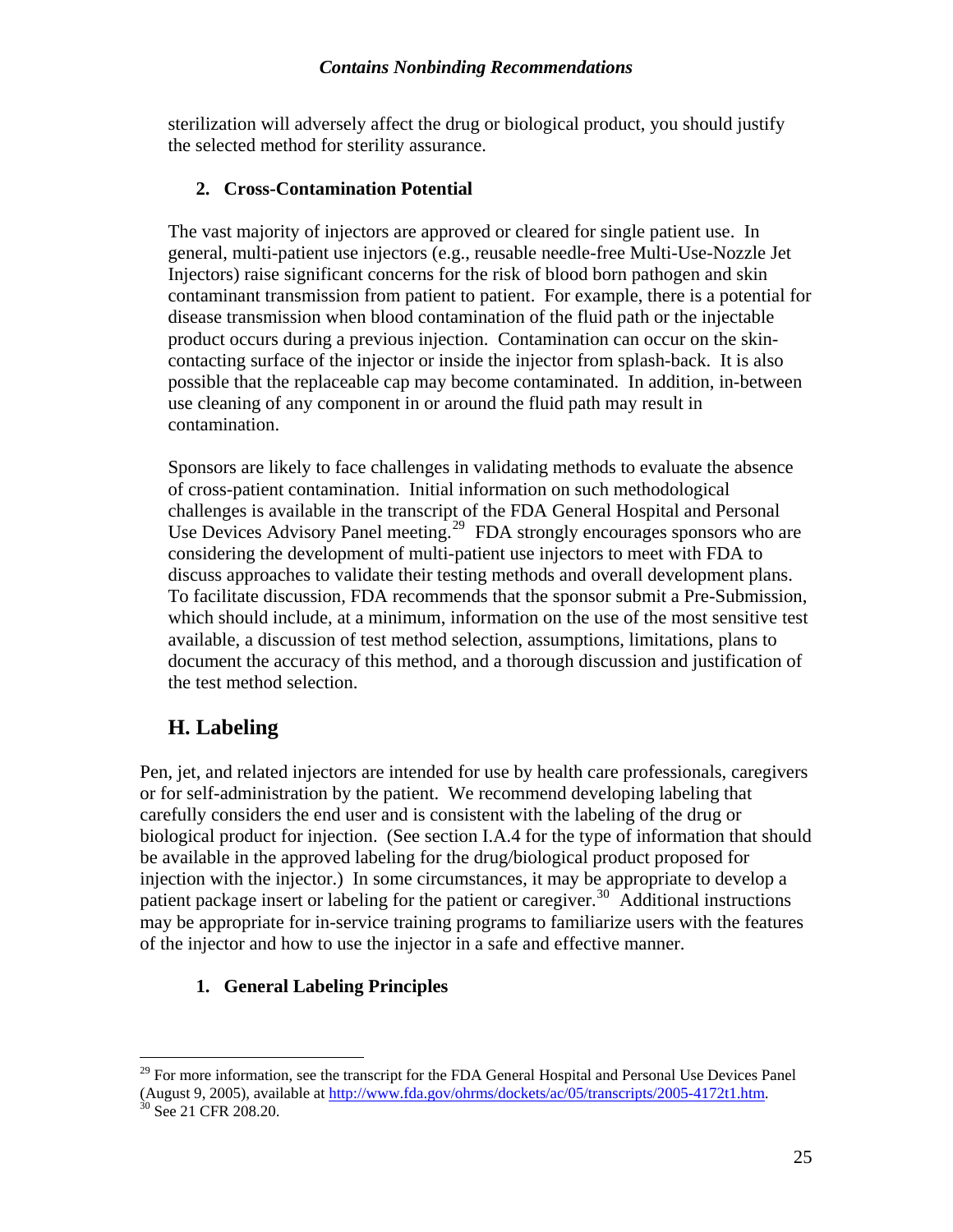sterilization will adversely affect the drug or biological product, you should justify the selected method for sterility assurance.

### 2. Cross-Contamination Potential

The vast majority of injectors are approved or cleared for single patient use. In general, multi-patient use injectors (e.g., reusable needle-free Multi-Use-Nozzle Jet Injectors) raise significant concerns for the risk of blood born pathogen and skin contaminant transmission from patient to patient. For example, there is a potential for disease transmission when blood contamination of the fluid path or the injectable product occurs during a previous injection. Contamination can occur on the skin-contacting surface of the injector or inside the injector from splash-back. It is also possible that the replaceable cap may become contaminated. In addition, in-between use cleaning of any component in or around the fluid path may result in contamination.

Sponsors are likely to face challenges in validating methods to evaluate the absence of cross-patient contamination. Initial information on such methodological challenges is available in the transcript of the FDA General Hospital and Personal Use Devices Advisory Panel meeting.[29] FDA strongly encourages sponsors who are considering the development of multi-patient use injectors to meet with FDA to discuss approaches to validate their testing methods and overall development plans. To facilitate discussion, FDA recommends that the sponsor submit a Pre-Submission, which should include, at a minimum, information on the use of the most sensitive test available, a discussion of test method selection, assumptions, limitations, plans to document the accuracy of this method, and a thorough discussion and justification of the test method selection.

## H. Labeling

Pen, jet, and related injectors are intended for use by health care professionals, caregivers or for self-administration by the patient. We recommend developing labeling that carefully considers the end user and is consistent with the labeling of the drug or biological product for injection. (See section I.A.4 for the type of information that should be available in the approved labeling for the drug/biological product proposed for injection with the injector.) In some circumstances, it may be appropriate to develop a patient package insert or labeling for the patient or caregiver.[30] Additional instructions may be appropriate for in-service training programs to familiarize users with the features of the injector and how to use the injector in a safe and effective manner.

### 1. General Labeling Principles

---

[29] For more information, see the transcript for the FDA General Hospital and Personal Use Devices Panel (August 9, 2005), available at http://www.fda.gov/ohrms/dockets/ac/05/transcripts/2005-4172t1.htm.

[30] See 21 CFR 208.20.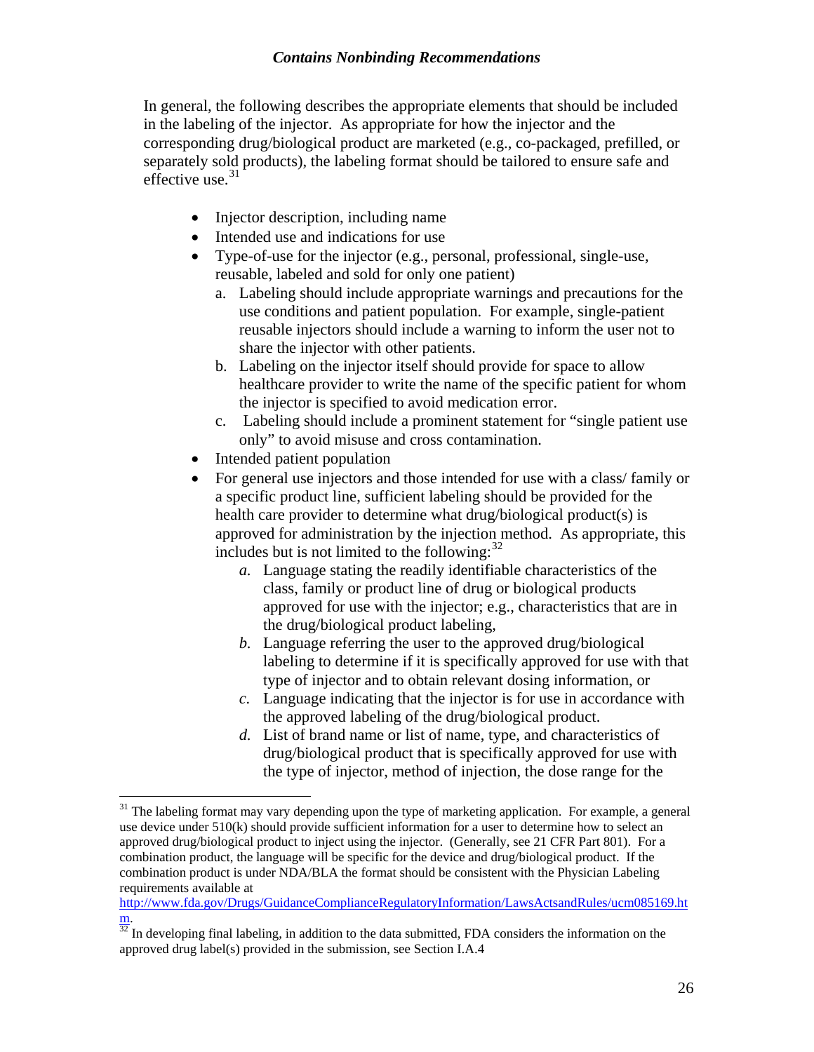In general, the following describes the appropriate elements that should be included in the labeling of the injector. As appropriate for how the injector and the corresponding drug/biological product are marketed (e.g., co-packaged, prefilled, or separately sold products), the labeling format should be tailored to ensure safe and effective use.[31]

- Injector description, including name
- Intended use and indications for use
- Type-of-use for the injector (e.g., personal, professional, single-use, reusable, labeled and sold for only one patient)
  a. Labeling should include appropriate warnings and precautions for the use conditions and patient population. For example, single-patient reusable injectors should include a warning to inform the user not to share the injector with other patients.
  b. Labeling on the injector itself should provide for space to allow healthcare provider to write the name of the specific patient for whom the injector is specified to avoid medication error.
  c. Labeling should include a prominent statement for "single patient use only" to avoid misuse and cross contamination.
- Intended patient population
- For general use injectors and those intended for use with a class/ family or a specific product line, sufficient labeling should be provided for the health care provider to determine what drug/biological product(s) is approved for administration by the injection method. As appropriate, this includes but is not limited to the following:[32]
  *a.* Language stating the readily identifiable characteristics of the class, family or product line of drug or biological products approved for use with the injector; e.g., characteristics that are in the drug/biological product labeling,
  *b.* Language referring the user to the approved drug/biological labeling to determine if it is specifically approved for use with that type of injector and to obtain relevant dosing information, or
  *c.* Language indicating that the injector is for use in accordance with the approved labeling of the drug/biological product.
  *d.* List of brand name or list of name, type, and characteristics of drug/biological product that is specifically approved for use with the type of injector, method of injection, the dose range for the

---

[31] The labeling format may vary depending upon the type of marketing application. For example, a general use device under 510(k) should provide sufficient information for a user to determine how to select an approved drug/biological product to inject using the injector. (Generally, see 21 CFR Part 801). For a combination product, the language will be specific for the device and drug/biological product. If the combination product is under NDA/BLA the format should be consistent with the Physician Labeling requirements available at http://www.fda.gov/Drugs/GuidanceComplianceRegulatoryInformation/LawsActsandRules/ucm085169.htm.

[32] In developing final labeling, in addition to the data submitted, FDA considers the information on the approved drug label(s) provided in the submission, see Section I.A.4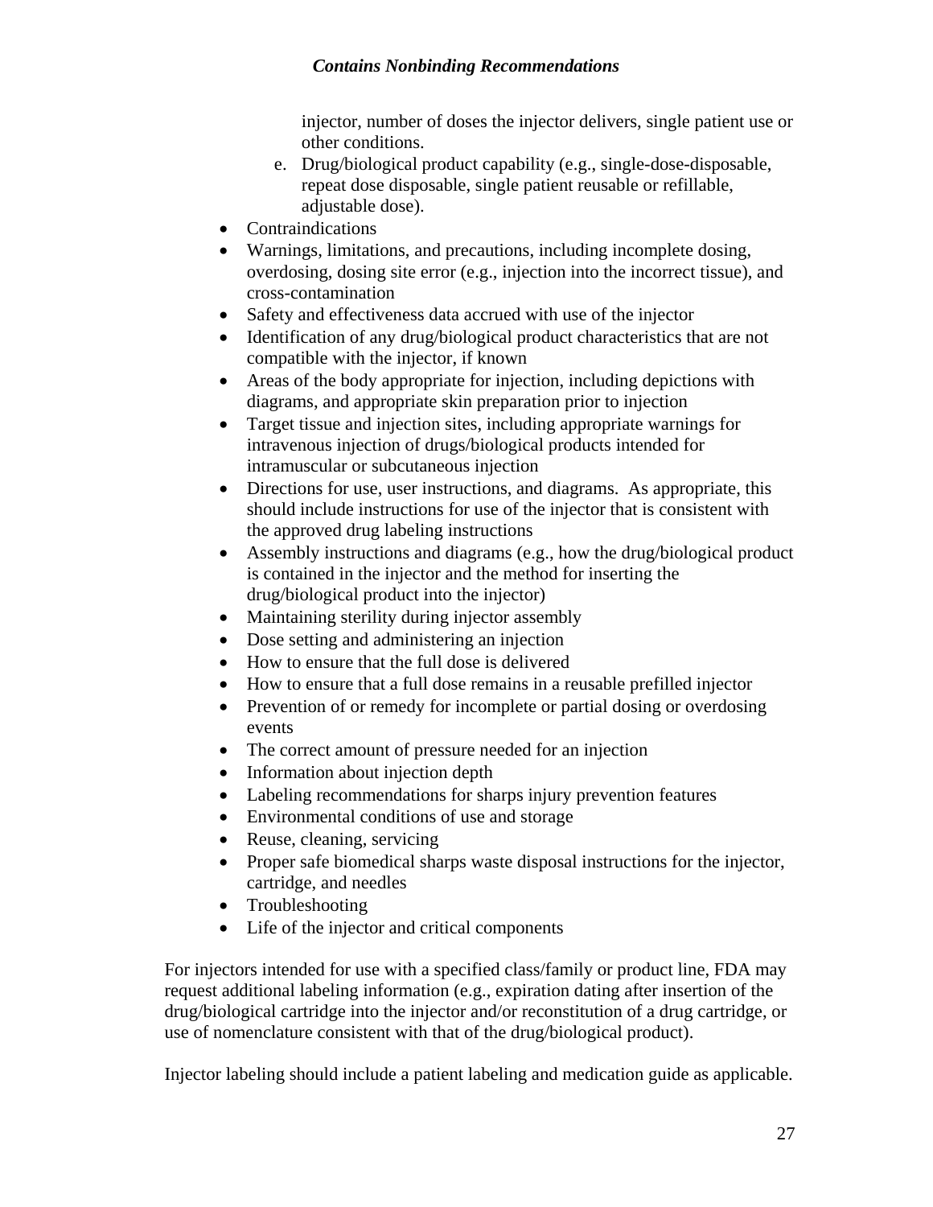injector, number of doses the injector delivers, single patient use or other conditions.

e. Drug/biological product capability (e.g., single-dose-disposable, repeat dose disposable, single patient reusable or refillable, adjustable dose).

- Contraindications
- Warnings, limitations, and precautions, including incomplete dosing, overdosing, dosing site error (e.g., injection into the incorrect tissue), and cross-contamination
- Safety and effectiveness data accrued with use of the injector
- Identification of any drug/biological product characteristics that are not compatible with the injector, if known
- Areas of the body appropriate for injection, including depictions with diagrams, and appropriate skin preparation prior to injection
- Target tissue and injection sites, including appropriate warnings for intravenous injection of drugs/biological products intended for intramuscular or subcutaneous injection
- Directions for use, user instructions, and diagrams. As appropriate, this should include instructions for use of the injector that is consistent with the approved drug labeling instructions
- Assembly instructions and diagrams (e.g., how the drug/biological product is contained in the injector and the method for inserting the drug/biological product into the injector)
- Maintaining sterility during injector assembly
- Dose setting and administering an injection
- How to ensure that the full dose is delivered
- How to ensure that a full dose remains in a reusable prefilled injector
- Prevention of or remedy for incomplete or partial dosing or overdosing events
- The correct amount of pressure needed for an injection
- Information about injection depth
- Labeling recommendations for sharps injury prevention features
- Environmental conditions of use and storage
- Reuse, cleaning, servicing
- Proper safe biomedical sharps waste disposal instructions for the injector, cartridge, and needles
- Troubleshooting
- Life of the injector and critical components

For injectors intended for use with a specified class/family or product line, FDA may request additional labeling information (e.g., expiration dating after insertion of the drug/biological cartridge into the injector and/or reconstitution of a drug cartridge, or use of nomenclature consistent with that of the drug/biological product).

Injector labeling should include a patient labeling and medication guide as applicable.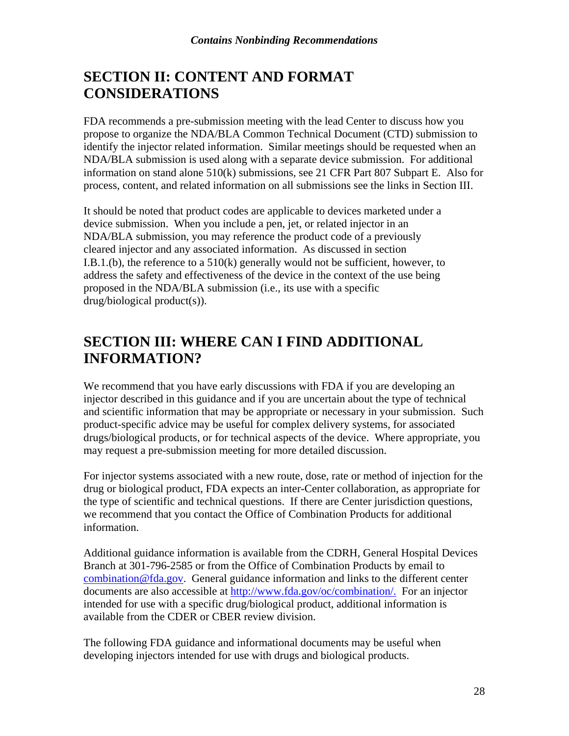## SECTION II: CONTENT AND FORMAT CONSIDERATIONS

FDA recommends a pre-submission meeting with the lead Center to discuss how you propose to organize the NDA/BLA Common Technical Document (CTD) submission to identify the injector related information. Similar meetings should be requested when an NDA/BLA submission is used along with a separate device submission. For additional information on stand alone 510(k) submissions, see 21 CFR Part 807 Subpart E. Also for process, content, and related information on all submissions see the links in Section III.

It should be noted that product codes are applicable to devices marketed under a device submission. When you include a pen, jet, or related injector in an NDA/BLA submission, you may reference the product code of a previously cleared injector and any associated information. As discussed in section I.B.1.(b), the reference to a 510(k) generally would not be sufficient, however, to address the safety and effectiveness of the device in the context of the use being proposed in the NDA/BLA submission (i.e., its use with a specific drug/biological product(s)).

## SECTION III: WHERE CAN I FIND ADDITIONAL INFORMATION?

We recommend that you have early discussions with FDA if you are developing an injector described in this guidance and if you are uncertain about the type of technical and scientific information that may be appropriate or necessary in your submission. Such product-specific advice may be useful for complex delivery systems, for associated drugs/biological products, or for technical aspects of the device. Where appropriate, you may request a pre-submission meeting for more detailed discussion.

For injector systems associated with a new route, dose, rate or method of injection for the drug or biological product, FDA expects an inter-Center collaboration, as appropriate for the type of scientific and technical questions. If there are Center jurisdiction questions, we recommend that you contact the Office of Combination Products for additional information.

Additional guidance information is available from the CDRH, General Hospital Devices Branch at 301-796-2585 or from the Office of Combination Products by email to combination@fda.gov. General guidance information and links to the different center documents are also accessible at http://www.fda.gov/oc/combination/. For an injector intended for use with a specific drug/biological product, additional information is available from the CDER or CBER review division.

The following FDA guidance and informational documents may be useful when developing injectors intended for use with drugs and biological products.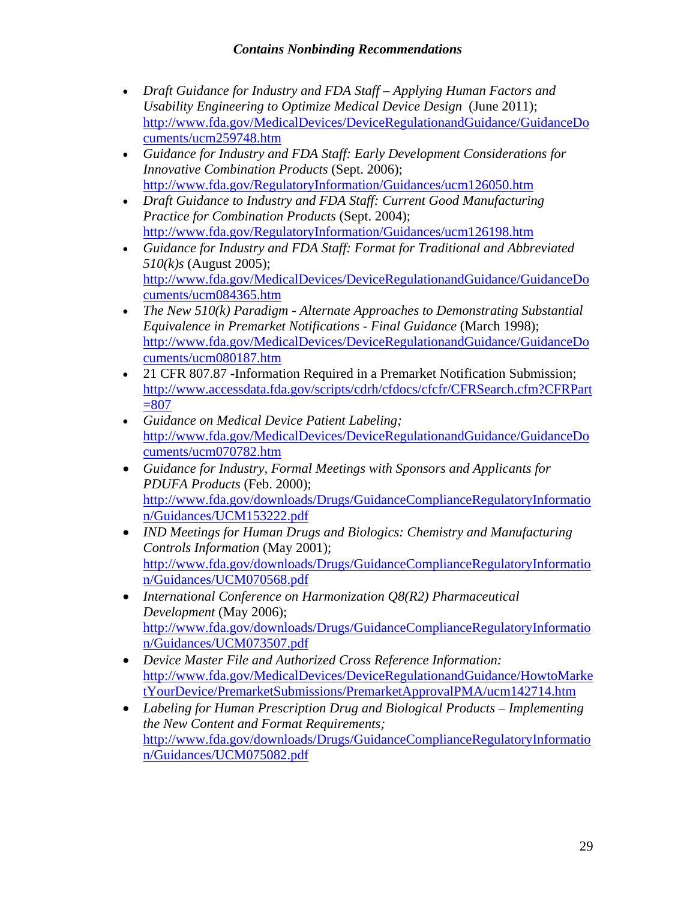- *Draft Guidance for Industry and FDA Staff – Applying Human Factors and Usability Engineering to Optimize Medical Device Design* (June 2011); http://www.fda.gov/MedicalDevices/DeviceRegulationandGuidance/GuidanceDocuments/ucm259748.htm
- *Guidance for Industry and FDA Staff: Early Development Considerations for Innovative Combination Products* (Sept. 2006); http://www.fda.gov/RegulatoryInformation/Guidances/ucm126050.htm
- *Draft Guidance to Industry and FDA Staff: Current Good Manufacturing Practice for Combination Products* (Sept. 2004); http://www.fda.gov/RegulatoryInformation/Guidances/ucm126198.htm
- *Guidance for Industry and FDA Staff: Format for Traditional and Abbreviated 510(k)s* (August 2005); http://www.fda.gov/MedicalDevices/DeviceRegulationandGuidance/GuidanceDocuments/ucm084365.htm
- *The New 510(k) Paradigm - Alternate Approaches to Demonstrating Substantial Equivalence in Premarket Notifications - Final Guidance* (March 1998); http://www.fda.gov/MedicalDevices/DeviceRegulationandGuidance/GuidanceDocuments/ucm080187.htm
- 21 CFR 807.87 -Information Required in a Premarket Notification Submission; http://www.accessdata.fda.gov/scripts/cdrh/cfdocs/cfcfr/CFRSearch.cfm?CFRPart=807
- *Guidance on Medical Device Patient Labeling;* http://www.fda.gov/MedicalDevices/DeviceRegulationandGuidance/GuidanceDocuments/ucm070782.htm
- *Guidance for Industry, Formal Meetings with Sponsors and Applicants for PDUFA Products* (Feb. 2000); http://www.fda.gov/downloads/Drugs/GuidanceComplianceRegulatoryInformation/Guidances/UCM153222.pdf
- *IND Meetings for Human Drugs and Biologics: Chemistry and Manufacturing Controls Information* (May 2001); http://www.fda.gov/downloads/Drugs/GuidanceComplianceRegulatoryInformation/Guidances/UCM070568.pdf
- *International Conference on Harmonization Q8(R2) Pharmaceutical Development* (May 2006); http://www.fda.gov/downloads/Drugs/GuidanceComplianceRegulatoryInformation/Guidances/UCM073507.pdf
- *Device Master File and Authorized Cross Reference Information:* http://www.fda.gov/MedicalDevices/DeviceRegulationandGuidance/HowtoMarketYourDevice/PremarketSubmissions/PremarketApprovalPMA/ucm142714.htm
- *Labeling for Human Prescription Drug and Biological Products – Implementing the New Content and Format Requirements;* http://www.fda.gov/downloads/Drugs/GuidanceComplianceRegulatoryInformation/Guidances/UCM075082.pdf